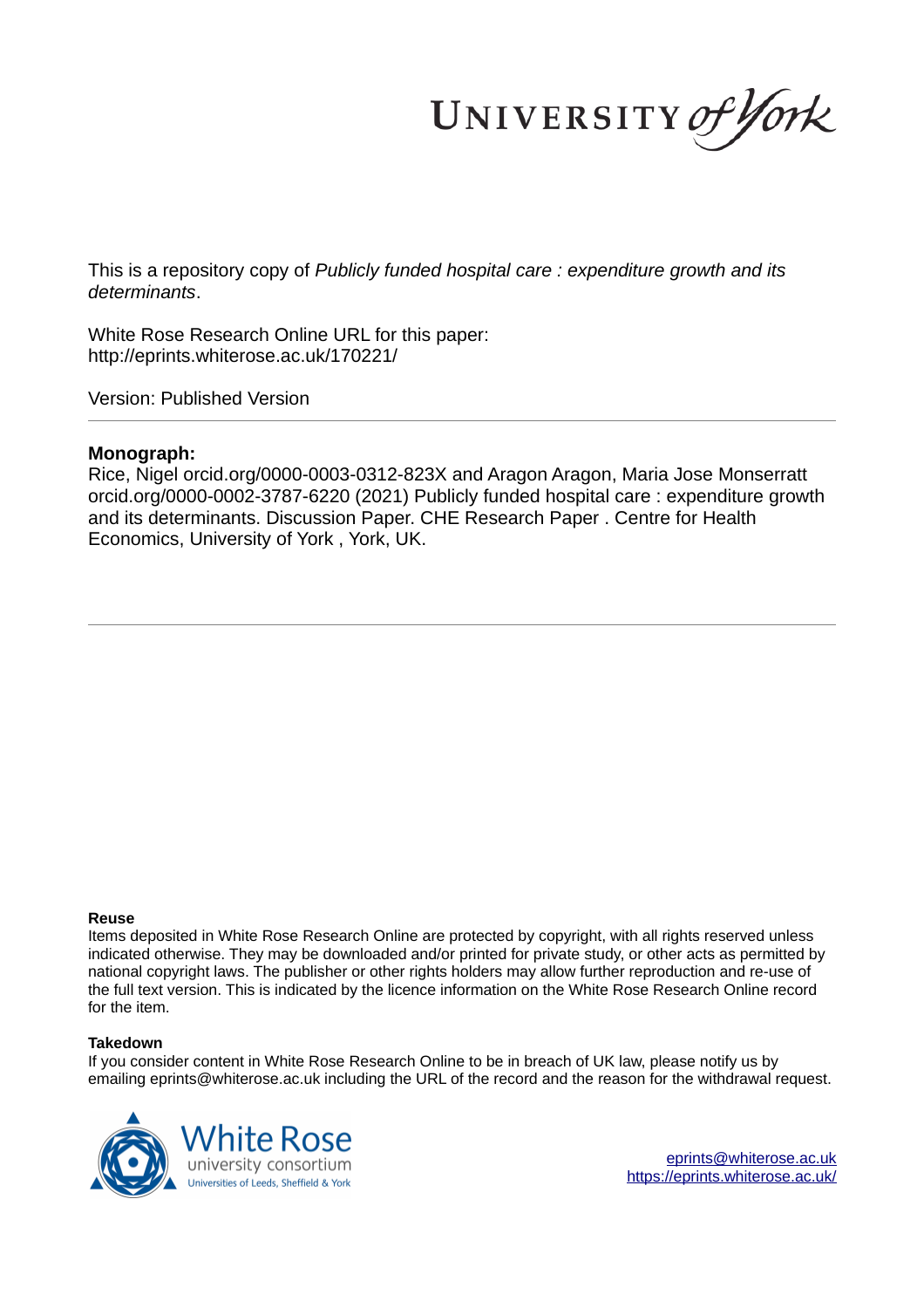UNIVERSITY of York

This is a repository copy of *Publicly funded hospital care : expenditure growth and its determinants*.

White Rose Research Online URL for this paper:
http://eprints.whiterose.ac.uk/170221/

Version: Published Version

**Monograph:**

Rice, Nigel orcid.org/0000-0003-0312-823X and Aragon Aragon, Maria Jose Monserratt orcid.org/0000-0002-3787-6220 (2021) Publicly funded hospital care : expenditure growth and its determinants. Discussion Paper. CHE Research Paper . Centre for Health Economics, University of York , York, UK.

**Reuse**

Items deposited in White Rose Research Online are protected by copyright, with all rights reserved unless indicated otherwise. They may be downloaded and/or printed for private study, or other acts as permitted by national copyright laws. The publisher or other rights holders may allow further reproduction and re-use of the full text version. This is indicated by the licence information on the White Rose Research Online record for the item.

**Takedown**

If you consider content in White Rose Research Online to be in breach of UK law, please notify us by emailing eprints@whiterose.ac.uk including the URL of the record and the reason for the withdrawal request.

White Rose university consortium
Universities of Leeds, Sheffield & York

eprints@whiterose.ac.uk
https://eprints.whiterose.ac.uk/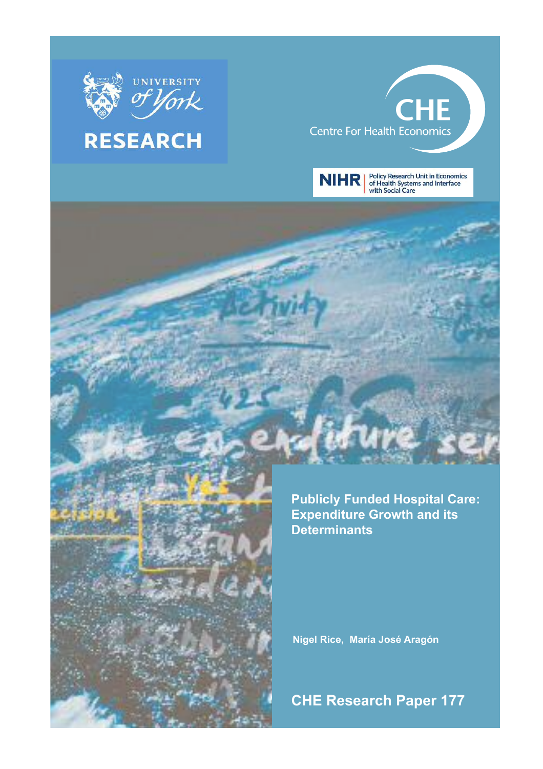UNIVERSITY of York

RESEARCH

CHE

Centre For Health Economics

NIHR | Policy Research Unit in Economics of Health Systems and Interface with Social Care

# Publicly Funded Hospital Care: Expenditure Growth and its Determinants

Nigel Rice, María José Aragón

**CHE Research Paper 177**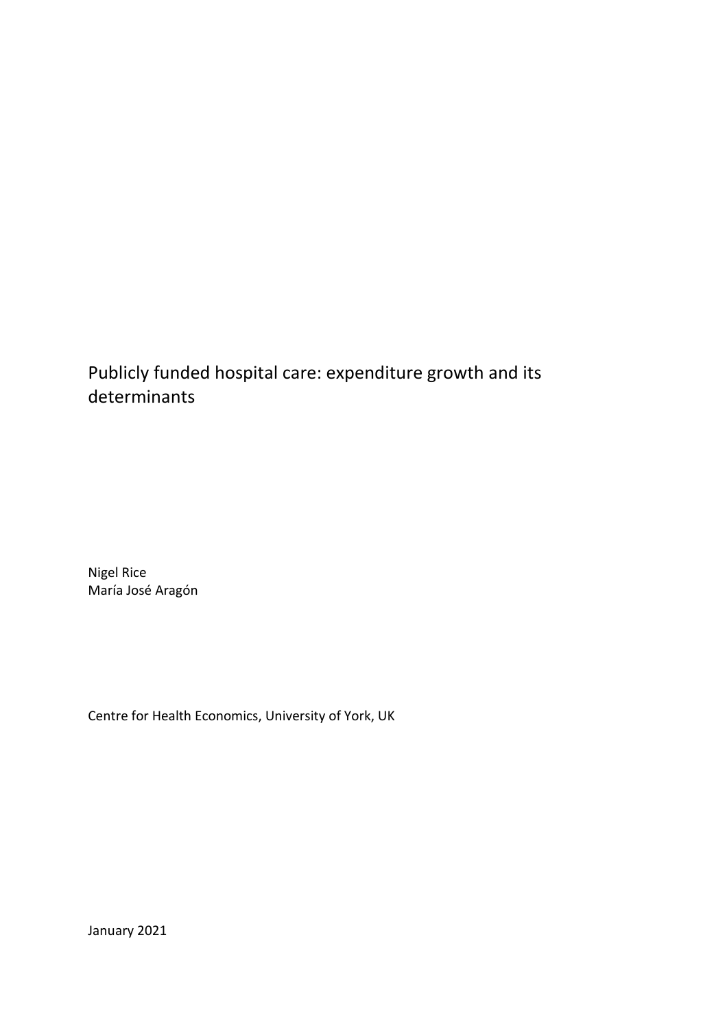# Publicly funded hospital care: expenditure growth and its determinants

Nigel Rice
María José Aragón

Centre for Health Economics, University of York, UK

January 2021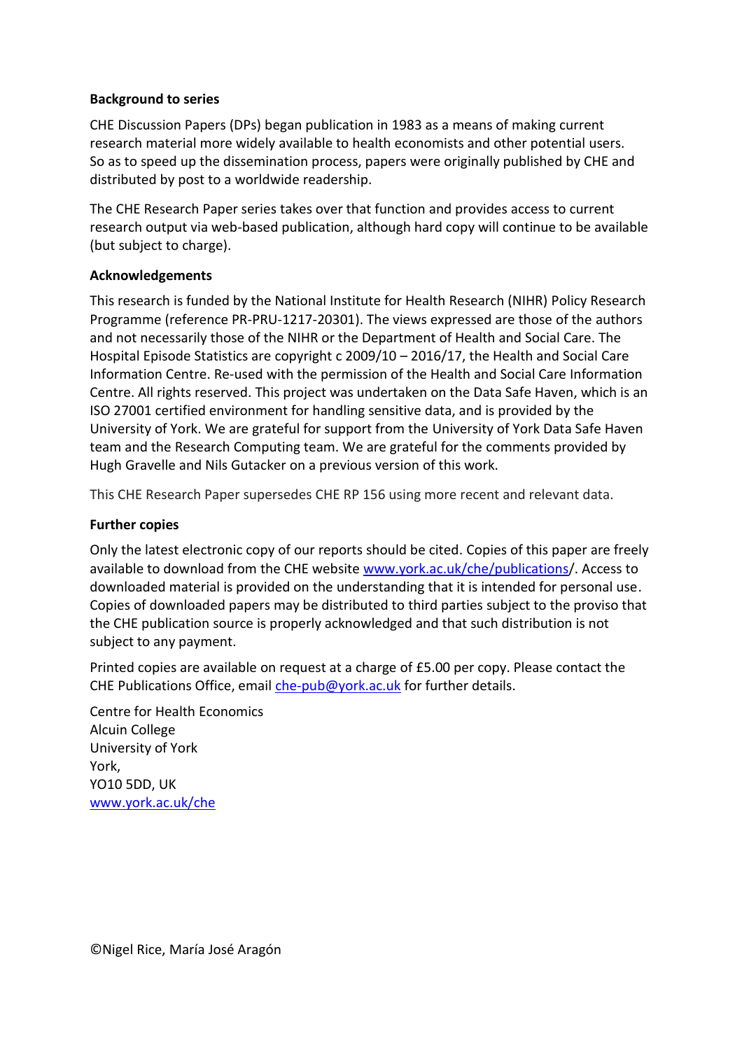**Background to series**

CHE Discussion Papers (DPs) began publication in 1983 as a means of making current research material more widely available to health economists and other potential users. So as to speed up the dissemination process, papers were originally published by CHE and distributed by post to a worldwide readership.

The CHE Research Paper series takes over that function and provides access to current research output via web-based publication, although hard copy will continue to be available (but subject to charge).

**Acknowledgements**

This research is funded by the National Institute for Health Research (NIHR) Policy Research Programme (reference PR-PRU-1217-20301). The views expressed are those of the authors and not necessarily those of the NIHR or the Department of Health and Social Care. The Hospital Episode Statistics are copyright c 2009/10 – 2016/17, the Health and Social Care Information Centre. Re-used with the permission of the Health and Social Care Information Centre. All rights reserved. This project was undertaken on the Data Safe Haven, which is an ISO 27001 certified environment for handling sensitive data, and is provided by the University of York. We are grateful for support from the University of York Data Safe Haven team and the Research Computing team. We are grateful for the comments provided by Hugh Gravelle and Nils Gutacker on a previous version of this work.

This CHE Research Paper supersedes CHE RP 156 using more recent and relevant data.

**Further copies**

Only the latest electronic copy of our reports should be cited. Copies of this paper are freely available to download from the CHE website www.york.ac.uk/che/publications/. Access to downloaded material is provided on the understanding that it is intended for personal use. Copies of downloaded papers may be distributed to third parties subject to the proviso that the CHE publication source is properly acknowledged and that such distribution is not subject to any payment.

Printed copies are available on request at a charge of £5.00 per copy. Please contact the CHE Publications Office, email che-pub@york.ac.uk for further details.

Centre for Health Economics
Alcuin College
University of York
York,
YO10 5DD, UK
www.york.ac.uk/che

©Nigel Rice, María José Aragón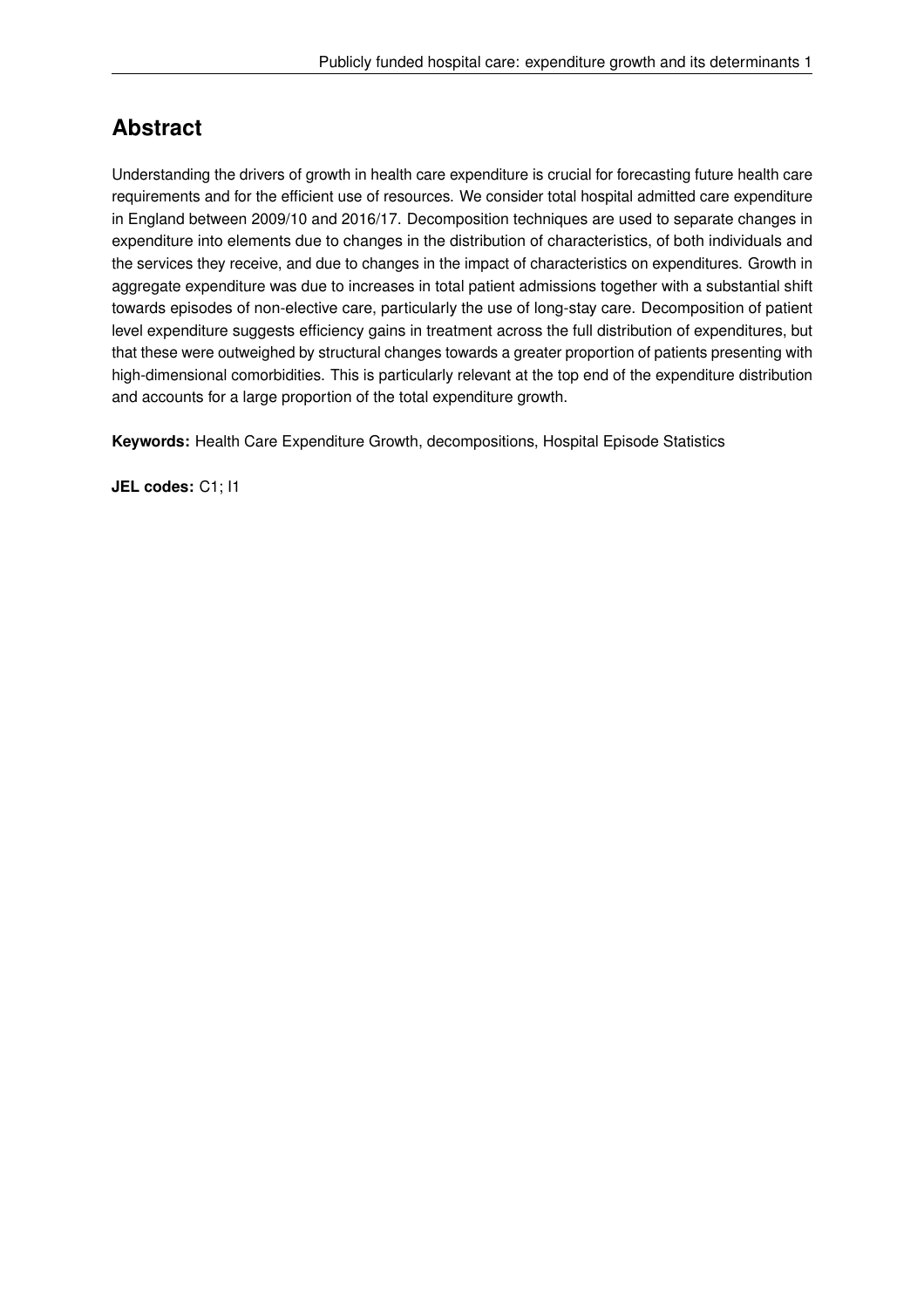## Abstract

Understanding the drivers of growth in health care expenditure is crucial for forecasting future health care requirements and for the efficient use of resources. We consider total hospital admitted care expenditure in England between 2009/10 and 2016/17. Decomposition techniques are used to separate changes in expenditure into elements due to changes in the distribution of characteristics, of both individuals and the services they receive, and due to changes in the impact of characteristics on expenditures. Growth in aggregate expenditure was due to increases in total patient admissions together with a substantial shift towards episodes of non-elective care, particularly the use of long-stay care. Decomposition of patient level expenditure suggests efficiency gains in treatment across the full distribution of expenditures, but that these were outweighed by structural changes towards a greater proportion of patients presenting with high-dimensional comorbidities. This is particularly relevant at the top end of the expenditure distribution and accounts for a large proportion of the total expenditure growth.

**Keywords:** Health Care Expenditure Growth, decompositions, Hospital Episode Statistics

**JEL codes:** C1; I1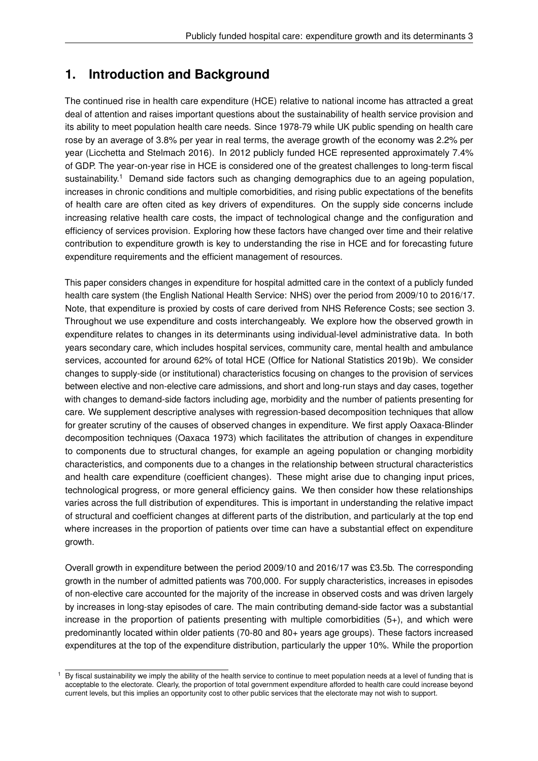## 1. Introduction and Background

The continued rise in health care expenditure (HCE) relative to national income has attracted a great deal of attention and raises important questions about the sustainability of health service provision and its ability to meet population health care needs. Since 1978-79 while UK public spending on health care rose by an average of 3.8% per year in real terms, the average growth of the economy was 2.2% per year (Licchetta and Stelmach 2016). In 2012 publicly funded HCE represented approximately 7.4% of GDP. The year-on-year rise in HCE is considered one of the greatest challenges to long-term fiscal sustainability.[1] Demand side factors such as changing demographics due to an ageing population, increases in chronic conditions and multiple comorbidities, and rising public expectations of the benefits of health care are often cited as key drivers of expenditures. On the supply side concerns include increasing relative health care costs, the impact of technological change and the configuration and efficiency of services provision. Exploring how these factors have changed over time and their relative contribution to expenditure growth is key to understanding the rise in HCE and for forecasting future expenditure requirements and the efficient management of resources.

This paper considers changes in expenditure for hospital admitted care in the context of a publicly funded health care system (the English National Health Service: NHS) over the period from 2009/10 to 2016/17. Note, that expenditure is proxied by costs of care derived from NHS Reference Costs; see section 3. Throughout we use expenditure and costs interchangeably. We explore how the observed growth in expenditure relates to changes in its determinants using individual-level administrative data. In both years secondary care, which includes hospital services, community care, mental health and ambulance services, accounted for around 62% of total HCE (Office for National Statistics 2019b). We consider changes to supply-side (or institutional) characteristics focusing on changes to the provision of services between elective and non-elective care admissions, and short and long-run stays and day cases, together with changes to demand-side factors including age, morbidity and the number of patients presenting for care. We supplement descriptive analyses with regression-based decomposition techniques that allow for greater scrutiny of the causes of observed changes in expenditure. We first apply Oaxaca-Blinder decomposition techniques (Oaxaca 1973) which facilitates the attribution of changes in expenditure to components due to structural changes, for example an ageing population or changing morbidity characteristics, and components due to a changes in the relationship between structural characteristics and health care expenditure (coefficient changes). These might arise due to changing input prices, technological progress, or more general efficiency gains. We then consider how these relationships varies across the full distribution of expenditures. This is important in understanding the relative impact of structural and coefficient changes at different parts of the distribution, and particularly at the top end where increases in the proportion of patients over time can have a substantial effect on expenditure growth.

Overall growth in expenditure between the period 2009/10 and 2016/17 was £3.5b. The corresponding growth in the number of admitted patients was 700,000. For supply characteristics, increases in episodes of non-elective care accounted for the majority of the increase in observed costs and was driven largely by increases in long-stay episodes of care. The main contributing demand-side factor was a substantial increase in the proportion of patients presenting with multiple comorbidities (5+), and which were predominantly located within older patients (70-80 and 80+ years age groups). These factors increased expenditures at the top of the expenditure distribution, particularly the upper 10%. While the proportion

[1] By fiscal sustainability we imply the ability of the health service to continue to meet population needs at a level of funding that is acceptable to the electorate. Clearly, the proportion of total government expenditure afforded to health care could increase beyond current levels, but this implies an opportunity cost to other public services that the electorate may not wish to support.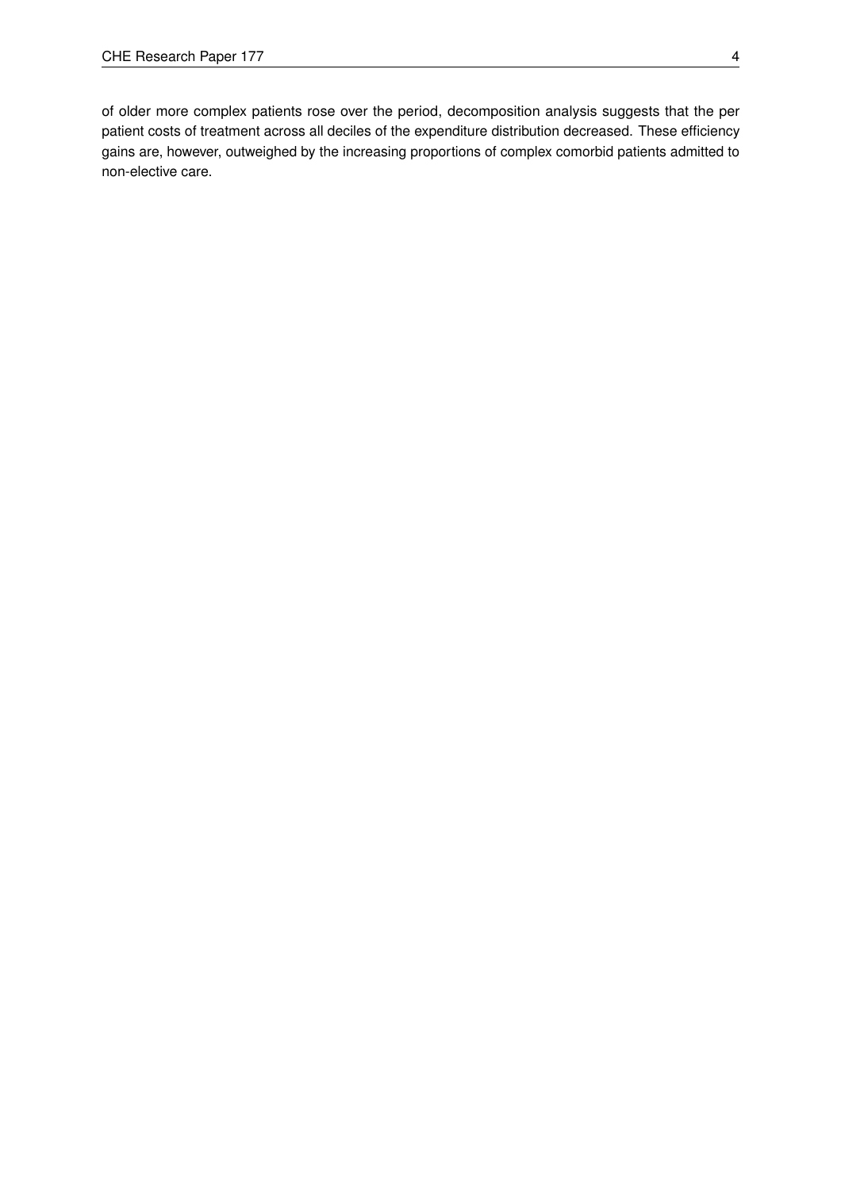of older more complex patients rose over the period, decomposition analysis suggests that the per patient costs of treatment across all deciles of the expenditure distribution decreased. These efficiency gains are, however, outweighed by the increasing proportions of complex comorbid patients admitted to non-elective care.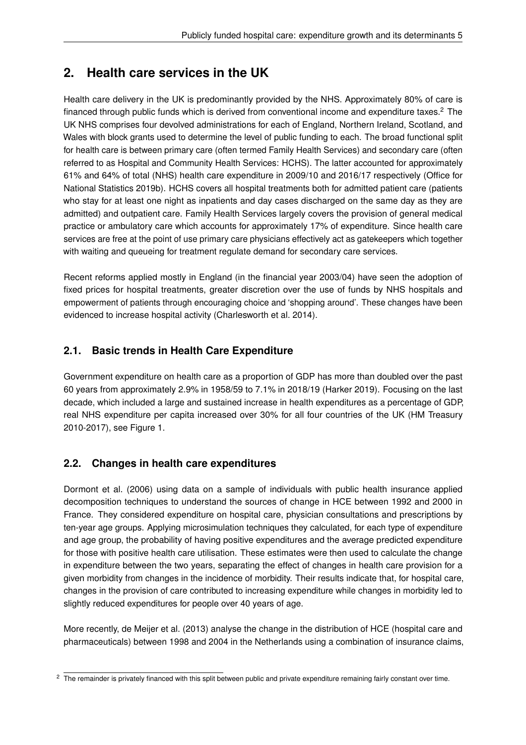## 2. Health care services in the UK

Health care delivery in the UK is predominantly provided by the NHS. Approximately 80% of care is financed through public funds which is derived from conventional income and expenditure taxes.[2] The UK NHS comprises four devolved administrations for each of England, Northern Ireland, Scotland, and Wales with block grants used to determine the level of public funding to each. The broad functional split for health care is between primary care (often termed Family Health Services) and secondary care (often referred to as Hospital and Community Health Services: HCHS). The latter accounted for approximately 61% and 64% of total (NHS) health care expenditure in 2009/10 and 2016/17 respectively (Office for National Statistics 2019b). HCHS covers all hospital treatments both for admitted patient care (patients who stay for at least one night as inpatients and day cases discharged on the same day as they are admitted) and outpatient care. Family Health Services largely covers the provision of general medical practice or ambulatory care which accounts for approximately 17% of expenditure. Since health care services are free at the point of use primary care physicians effectively act as gatekeepers which together with waiting and queueing for treatment regulate demand for secondary care services.

Recent reforms applied mostly in England (in the financial year 2003/04) have seen the adoption of fixed prices for hospital treatments, greater discretion over the use of funds by NHS hospitals and empowerment of patients through encouraging choice and 'shopping around'. These changes have been evidenced to increase hospital activity (Charlesworth et al. 2014).

### 2.1. Basic trends in Health Care Expenditure

Government expenditure on health care as a proportion of GDP has more than doubled over the past 60 years from approximately 2.9% in 1958/59 to 7.1% in 2018/19 (Harker 2019). Focusing on the last decade, which included a large and sustained increase in health expenditures as a percentage of GDP, real NHS expenditure per capita increased over 30% for all four countries of the UK (HM Treasury 2010-2017), see Figure 1.

### 2.2. Changes in health care expenditures

Dormont et al. (2006) using data on a sample of individuals with public health insurance applied decomposition techniques to understand the sources of change in HCE between 1992 and 2000 in France. They considered expenditure on hospital care, physician consultations and prescriptions by ten-year age groups. Applying microsimulation techniques they calculated, for each type of expenditure and age group, the probability of having positive expenditures and the average predicted expenditure for those with positive health care utilisation. These estimates were then used to calculate the change in expenditure between the two years, separating the effect of changes in health care provision for a given morbidity from changes in the incidence of morbidity. Their results indicate that, for hospital care, changes in the provision of care contributed to increasing expenditure while changes in morbidity led to slightly reduced expenditures for people over 40 years of age.

More recently, de Meijer et al. (2013) analyse the change in the distribution of HCE (hospital care and pharmaceuticals) between 1998 and 2004 in the Netherlands using a combination of insurance claims,

[2] The remainder is privately financed with this split between public and private expenditure remaining fairly constant over time.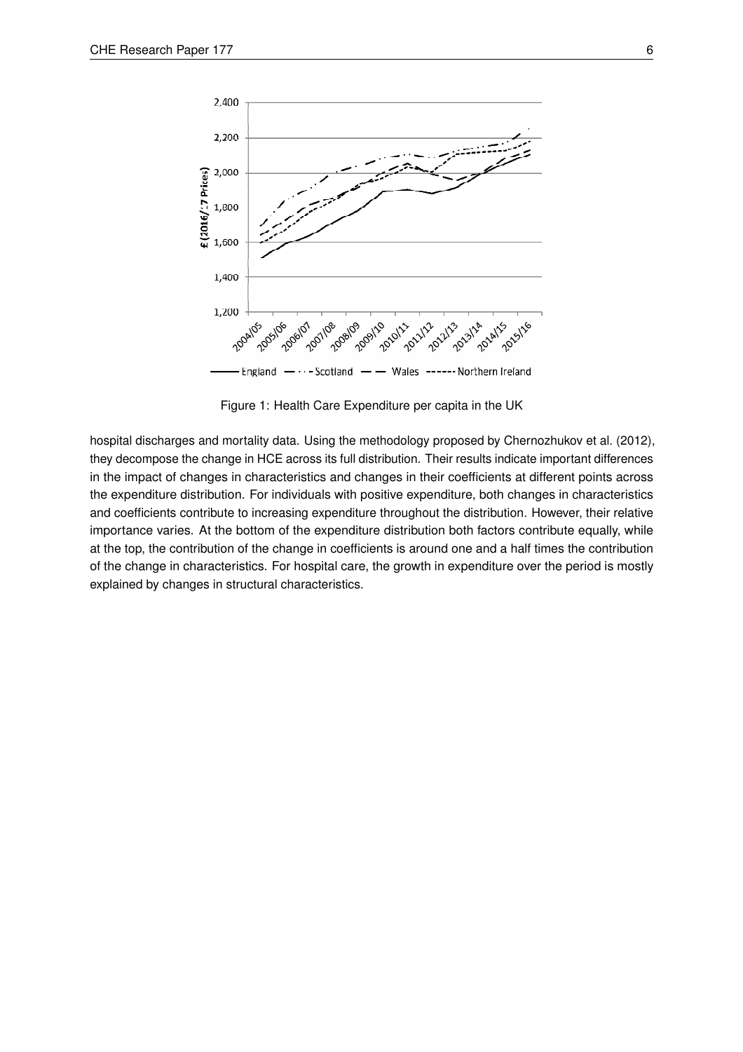Figure 1: Health Care Expenditure per capita in the UK

hospital discharges and mortality data. Using the methodology proposed by Chernozhukov et al. (2012), they decompose the change in HCE across its full distribution. Their results indicate important differences in the impact of changes in characteristics and changes in their coefficients at different points across the expenditure distribution. For individuals with positive expenditure, both changes in characteristics and coefficients contribute to increasing expenditure throughout the distribution. However, their relative importance varies. At the bottom of the expenditure distribution both factors contribute equally, while at the top, the contribution of the change in coefficients is around one and a half times the contribution of the change in characteristics. For hospital care, the growth in expenditure over the period is mostly explained by changes in structural characteristics.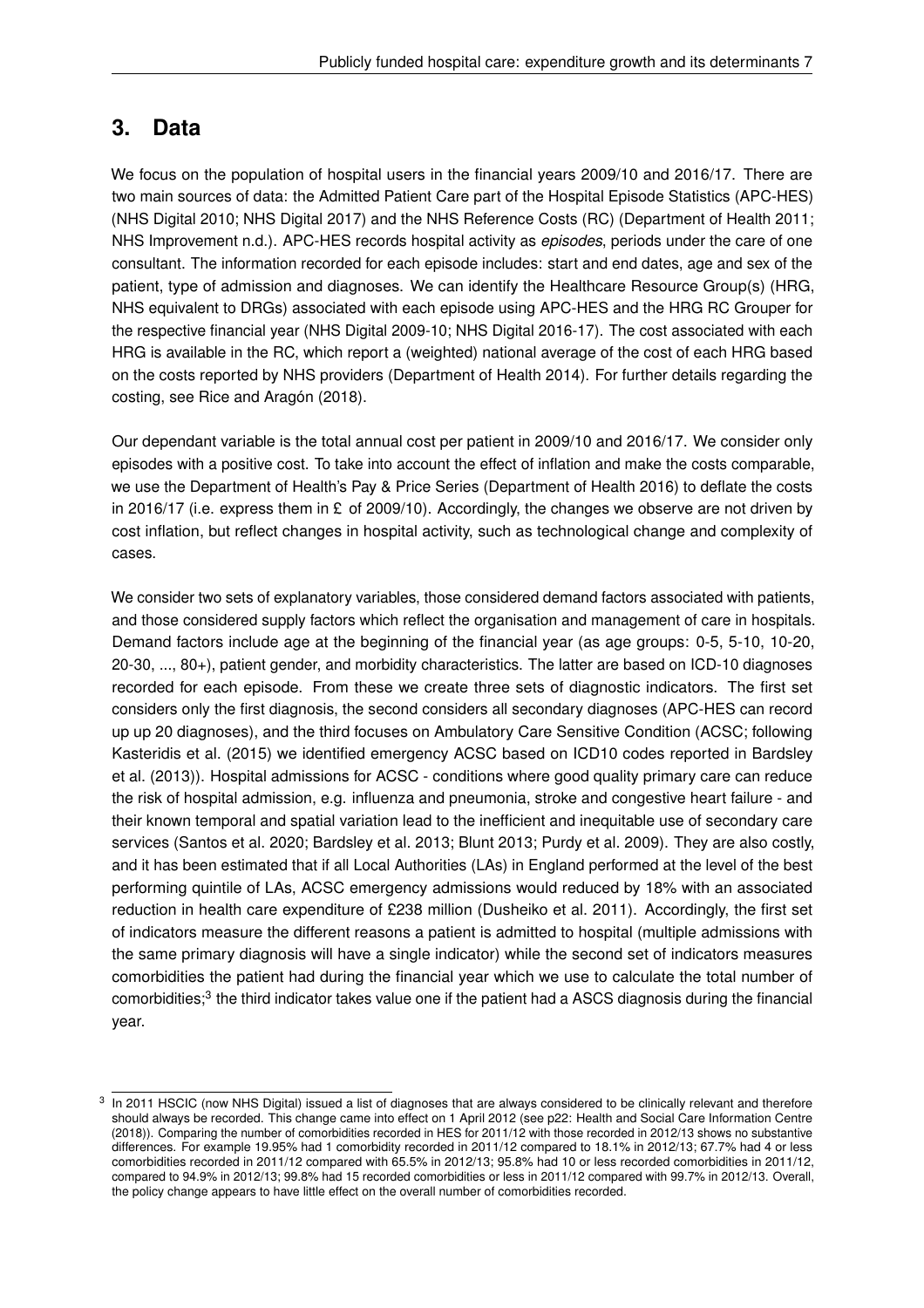## 3. Data

We focus on the population of hospital users in the financial years 2009/10 and 2016/17. There are two main sources of data: the Admitted Patient Care part of the Hospital Episode Statistics (APC-HES) (NHS Digital 2010; NHS Digital 2017) and the NHS Reference Costs (RC) (Department of Health 2011; NHS Improvement n.d.). APC-HES records hospital activity as *episodes*, periods under the care of one consultant. The information recorded for each episode includes: start and end dates, age and sex of the patient, type of admission and diagnoses. We can identify the Healthcare Resource Group(s) (HRG, NHS equivalent to DRGs) associated with each episode using APC-HES and the HRG RC Grouper for the respective financial year (NHS Digital 2009-10; NHS Digital 2016-17). The cost associated with each HRG is available in the RC, which report a (weighted) national average of the cost of each HRG based on the costs reported by NHS providers (Department of Health 2014). For further details regarding the costing, see Rice and Aragón (2018).

Our dependant variable is the total annual cost per patient in 2009/10 and 2016/17. We consider only episodes with a positive cost. To take into account the effect of inflation and make the costs comparable, we use the Department of Health's Pay & Price Series (Department of Health 2016) to deflate the costs in 2016/17 (i.e. express them in £ of 2009/10). Accordingly, the changes we observe are not driven by cost inflation, but reflect changes in hospital activity, such as technological change and complexity of cases.

We consider two sets of explanatory variables, those considered demand factors associated with patients, and those considered supply factors which reflect the organisation and management of care in hospitals. Demand factors include age at the beginning of the financial year (as age groups: 0-5, 5-10, 10-20, 20-30, ..., 80+), patient gender, and morbidity characteristics. The latter are based on ICD-10 diagnoses recorded for each episode. From these we create three sets of diagnostic indicators. The first set considers only the first diagnosis, the second considers all secondary diagnoses (APC-HES can record up up 20 diagnoses), and the third focuses on Ambulatory Care Sensitive Condition (ACSC; following Kasteridis et al. (2015) we identified emergency ACSC based on ICD10 codes reported in Bardsley et al. (2013)). Hospital admissions for ACSC - conditions where good quality primary care can reduce the risk of hospital admission, e.g. influenza and pneumonia, stroke and congestive heart failure - and their known temporal and spatial variation lead to the inefficient and inequitable use of secondary care services (Santos et al. 2020; Bardsley et al. 2013; Blunt 2013; Purdy et al. 2009). They are also costly, and it has been estimated that if all Local Authorities (LAs) in England performed at the level of the best performing quintile of LAs, ACSC emergency admissions would reduced by 18% with an associated reduction in health care expenditure of £238 million (Dusheiko et al. 2011). Accordingly, the first set of indicators measure the different reasons a patient is admitted to hospital (multiple admissions with the same primary diagnosis will have a single indicator) while the second set of indicators measures comorbidities the patient had during the financial year which we use to calculate the total number of comorbidities;[3] the third indicator takes value one if the patient had a ASCS diagnosis during the financial year.

[3] In 2011 HSCIC (now NHS Digital) issued a list of diagnoses that are always considered to be clinically relevant and therefore should always be recorded. This change came into effect on 1 April 2012 (see p22: Health and Social Care Information Centre (2018)). Comparing the number of comorbidities recorded in HES for 2011/12 with those recorded in 2012/13 shows no substantive differences. For example 19.95% had 1 comorbidity recorded in 2011/12 compared to 18.1% in 2012/13; 67.7% had 4 or less comorbidities recorded in 2011/12 compared with 65.5% in 2012/13; 95.8% had 10 or less recorded comorbidities in 2011/12, compared to 94.9% in 2012/13; 99.8% had 15 recorded comorbidities or less in 2011/12 compared with 99.7% in 2012/13. Overall, the policy change appears to have little effect on the overall number of comorbidities recorded.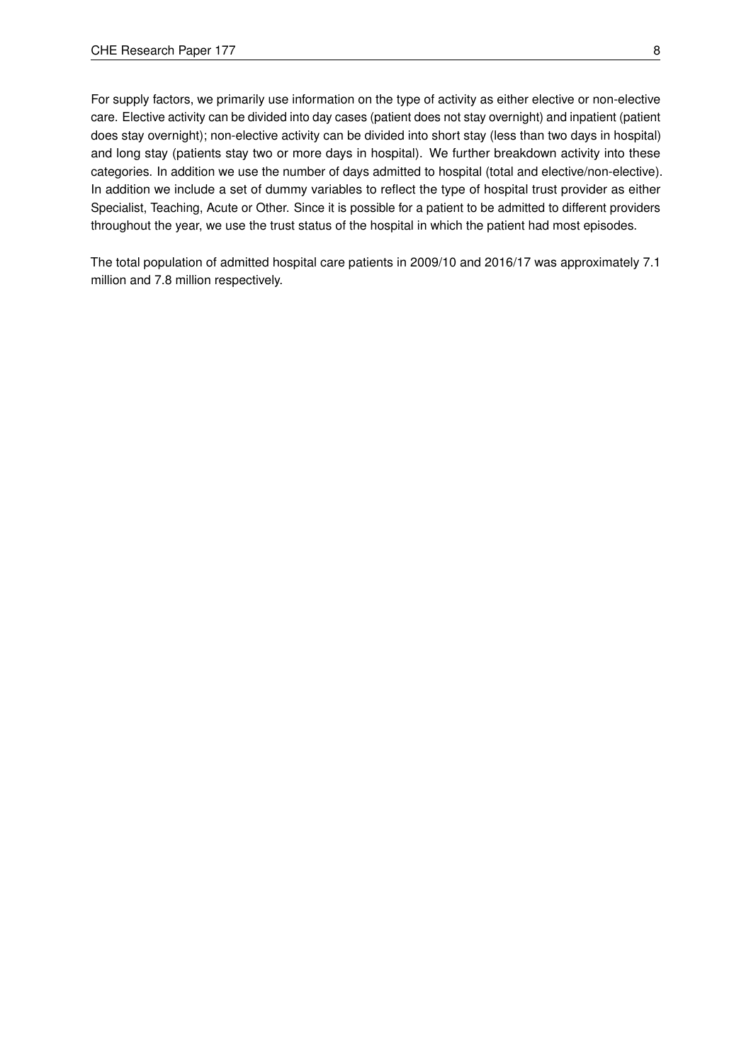For supply factors, we primarily use information on the type of activity as either elective or non-elective care. Elective activity can be divided into day cases (patient does not stay overnight) and inpatient (patient does stay overnight); non-elective activity can be divided into short stay (less than two days in hospital) and long stay (patients stay two or more days in hospital). We further breakdown activity into these categories. In addition we use the number of days admitted to hospital (total and elective/non-elective). In addition we include a set of dummy variables to reflect the type of hospital trust provider as either Specialist, Teaching, Acute or Other. Since it is possible for a patient to be admitted to different providers throughout the year, we use the trust status of the hospital in which the patient had most episodes.

The total population of admitted hospital care patients in 2009/10 and 2016/17 was approximately 7.1 million and 7.8 million respectively.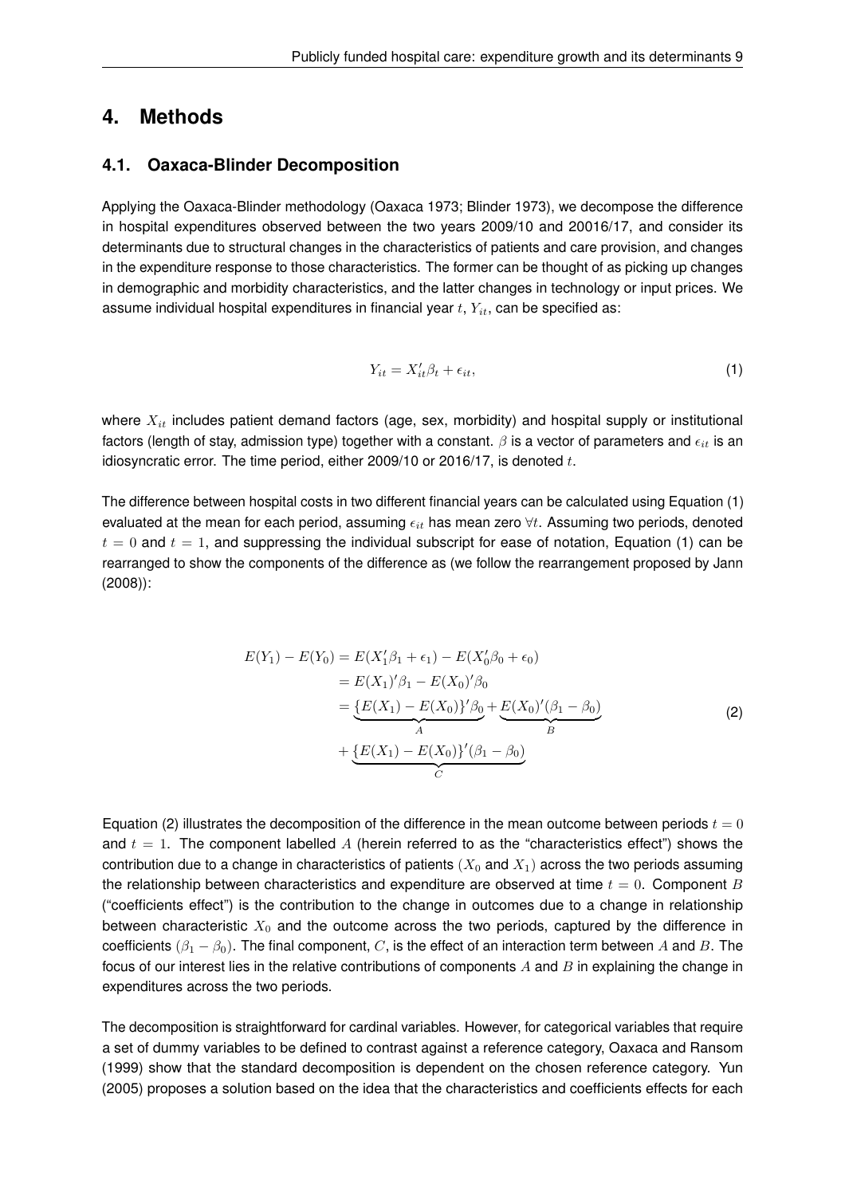## 4. Methods

### 4.1. Oaxaca-Blinder Decomposition

Applying the Oaxaca-Blinder methodology (Oaxaca 1973; Blinder 1973), we decompose the difference in hospital expenditures observed between the two years 2009/10 and 20016/17, and consider its determinants due to structural changes in the characteristics of patients and care provision, and changes in the expenditure response to those characteristics. The former can be thought of as picking up changes in demographic and morbidity characteristics, and the latter changes in technology or input prices. We assume individual hospital expenditures in financial year $t$, $Y_{it}$, can be specified as:

$$Y_{it} = X_{it}'\beta_t + \epsilon_{it}, \tag{1}$$

where $X_{it}$ includes patient demand factors (age, sex, morbidity) and hospital supply or institutional factors (length of stay, admission type) together with a constant. $\beta$ is a vector of parameters and $\epsilon_{it}$ is an idiosyncratic error. The time period, either 2009/10 or 2016/17, is denoted $t$.

The difference between hospital costs in two different financial years can be calculated using Equation (1) evaluated at the mean for each period, assuming $\epsilon_{it}$ has mean zero $\forall t$. Assuming two periods, denoted $t = 0$ and $t = 1$, and suppressing the individual subscript for ease of notation, Equation (1) can be rearranged to show the components of the difference as (we follow the rearrangement proposed by Jann (2008)):

$$\begin{aligned}
E(Y_1) - E(Y_0) &= E(X_1'\beta_1 + \epsilon_1) - E(X_0'\beta_0 + \epsilon_0) \\
&= E(X_1)'\beta_1 - E(X_0)'\beta_0 \\
&= \underbrace{\{E(X_1) - E(X_0)\}'\beta_0}_{A} + \underbrace{E(X_0)'(\beta_1 - \beta_0)}_{B} \\
&+ \underbrace{\{E(X_1) - E(X_0)\}'(\beta_1 - \beta_0)}_{C}
\end{aligned} \tag{2}$$

Equation (2) illustrates the decomposition of the difference in the mean outcome between periods $t = 0$ and $t = 1$. The component labelled $A$ (herein referred to as the "characteristics effect") shows the contribution due to a change in characteristics of patients ($X_0$ and $X_1$) across the two periods assuming the relationship between characteristics and expenditure are observed at time $t = 0$. Component $B$ ("coefficients effect") is the contribution to the change in outcomes due to a change in relationship between characteristic $X_0$ and the outcome across the two periods, captured by the difference in coefficients ($\beta_1 - \beta_0$). The final component, $C$, is the effect of an interaction term between $A$ and $B$. The focus of our interest lies in the relative contributions of components $A$ and $B$ in explaining the change in expenditures across the two periods.

The decomposition is straightforward for cardinal variables. However, for categorical variables that require a set of dummy variables to be defined to contrast against a reference category, Oaxaca and Ransom (1999) show that the standard decomposition is dependent on the chosen reference category. Yun (2005) proposes a solution based on the idea that the characteristics and coefficients effects for each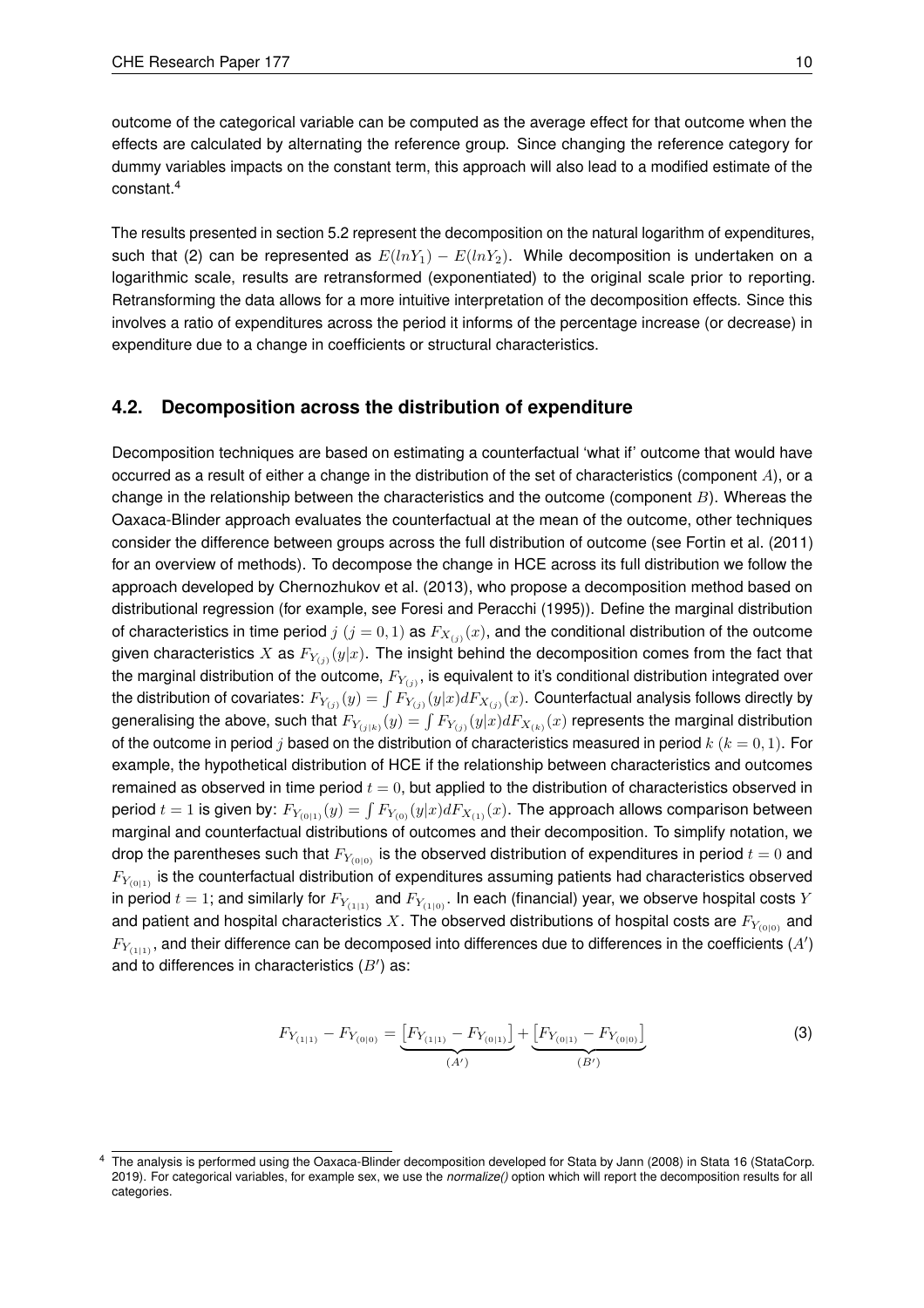outcome of the categorical variable can be computed as the average effect for that outcome when the effects are calculated by alternating the reference group. Since changing the reference category for dummy variables impacts on the constant term, this approach will also lead to a modified estimate of the constant.[4]

The results presented in section 5.2 represent the decomposition on the natural logarithm of expenditures, such that (2) can be represented as $E(lnY_1) - E(lnY_2)$. While decomposition is undertaken on a logarithmic scale, results are retransformed (exponentiated) to the original scale prior to reporting. Retransforming the data allows for a more intuitive interpretation of the decomposition effects. Since this involves a ratio of expenditures across the period it informs of the percentage increase (or decrease) in expenditure due to a change in coefficients or structural characteristics.

## 4.2. Decomposition across the distribution of expenditure

Decomposition techniques are based on estimating a counterfactual 'what if' outcome that would have occurred as a result of either a change in the distribution of the set of characteristics (component $A$), or a change in the relationship between the characteristics and the outcome (component $B$). Whereas the Oaxaca-Blinder approach evaluates the counterfactual at the mean of the outcome, other techniques consider the difference between groups across the full distribution of outcome (see Fortin et al. (2011) for an overview of methods). To decompose the change in HCE across its full distribution we follow the approach developed by Chernozhukov et al. (2013), who propose a decomposition method based on distributional regression (for example, see Foresi and Peracchi (1995)). Define the marginal distribution of characteristics in time period $j$ ($j = 0, 1$) as $F_{X_{(j)}}(x)$, and the conditional distribution of the outcome given characteristics $X$ as $F_{Y_{(j)}}(y|x)$. The insight behind the decomposition comes from the fact that the marginal distribution of the outcome, $F_{Y_{(j)}}$, is equivalent to it's conditional distribution integrated over the distribution of covariates: $F_{Y_{(j)}}(y) = \int F_{Y_{(j)}}(y|x)dF_{X_{(j)}}(x)$. Counterfactual analysis follows directly by generalising the above, such that $F_{Y_{(j|k)}}(y) = \int F_{Y_{(j)}}(y|x)dF_{X_{(k)}}(x)$ represents the marginal distribution of the outcome in period $j$ based on the distribution of characteristics measured in period $k$ ($k = 0, 1$). For example, the hypothetical distribution of HCE if the relationship between characteristics and outcomes remained as observed in time period $t = 0$, but applied to the distribution of characteristics observed in period $t = 1$ is given by: $F_{Y_{(0|1)}}(y) = \int F_{Y_{(0)}}(y|x)dF_{X_{(1)}}(x)$. The approach allows comparison between marginal and counterfactual distributions of outcomes and their decomposition. To simplify notation, we drop the parentheses such that $F_{Y_{(0|0)}}$ is the observed distribution of expenditures in period $t = 0$ and $F_{Y_{(0|1)}}$ is the counterfactual distribution of expenditures assuming patients had characteristics observed in period $t = 1$; and similarly for $F_{Y_{(1|1)}}$ and $F_{Y_{(1|0)}}$. In each (financial) year, we observe hospital costs $Y$ and patient and hospital characteristics $X$. The observed distributions of hospital costs are $F_{Y_{(0|0)}}$ and $F_{Y_{(1|1)}}$, and their difference can be decomposed into differences due to differences in the coefficients ($A'$) and to differences in characteristics ($B'$) as:

$$F_{Y_{(1|1)}} - F_{Y_{(0|0)}} = \underbrace{\left[F_{Y_{(1|1)}} - F_{Y_{(0|1)}}\right]}_{(A')} + \underbrace{\left[F_{Y_{(0|1)}} - F_{Y_{(0|0)}}\right]}_{(B')} \tag{3}$$

[4] The analysis is performed using the Oaxaca-Blinder decomposition developed for Stata by Jann (2008) in Stata 16 (StataCorp. 2019). For categorical variables, for example sex, we use the *normalize()* option which will report the decomposition results for all categories.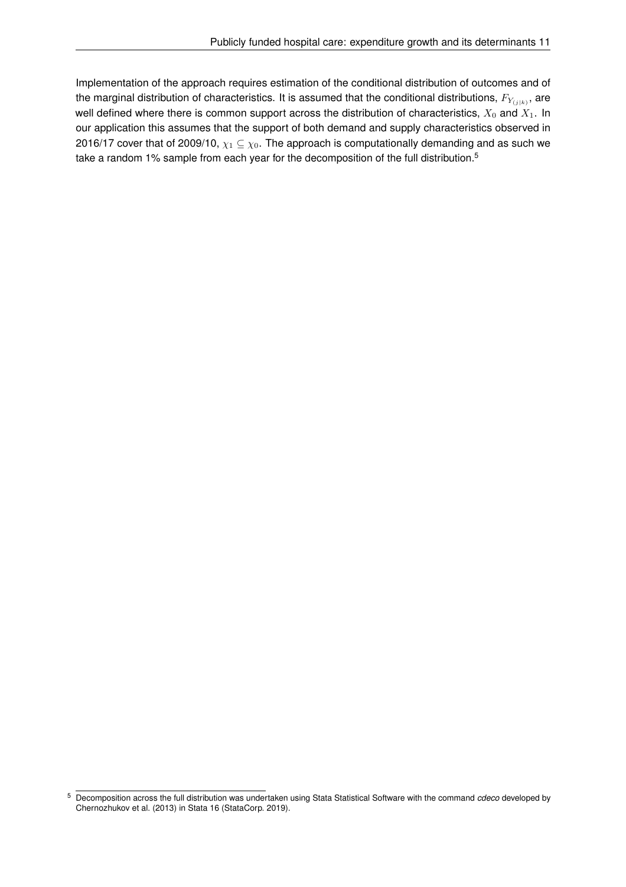Implementation of the approach requires estimation of the conditional distribution of outcomes and of the marginal distribution of characteristics. It is assumed that the conditional distributions, $F_{Y_{(j|k)}}$, are well defined where there is common support across the distribution of characteristics, $X_0$ and $X_1$. In our application this assumes that the support of both demand and supply characteristics observed in 2016/17 cover that of 2009/10, $\chi_1 \subseteq \chi_0$. The approach is computationally demanding and as such we take a random 1% sample from each year for the decomposition of the full distribution.[5]

[5] Decomposition across the full distribution was undertaken using Stata Statistical Software with the command *cdeco* developed by Chernozhukov et al. (2013) in Stata 16 (StataCorp. 2019).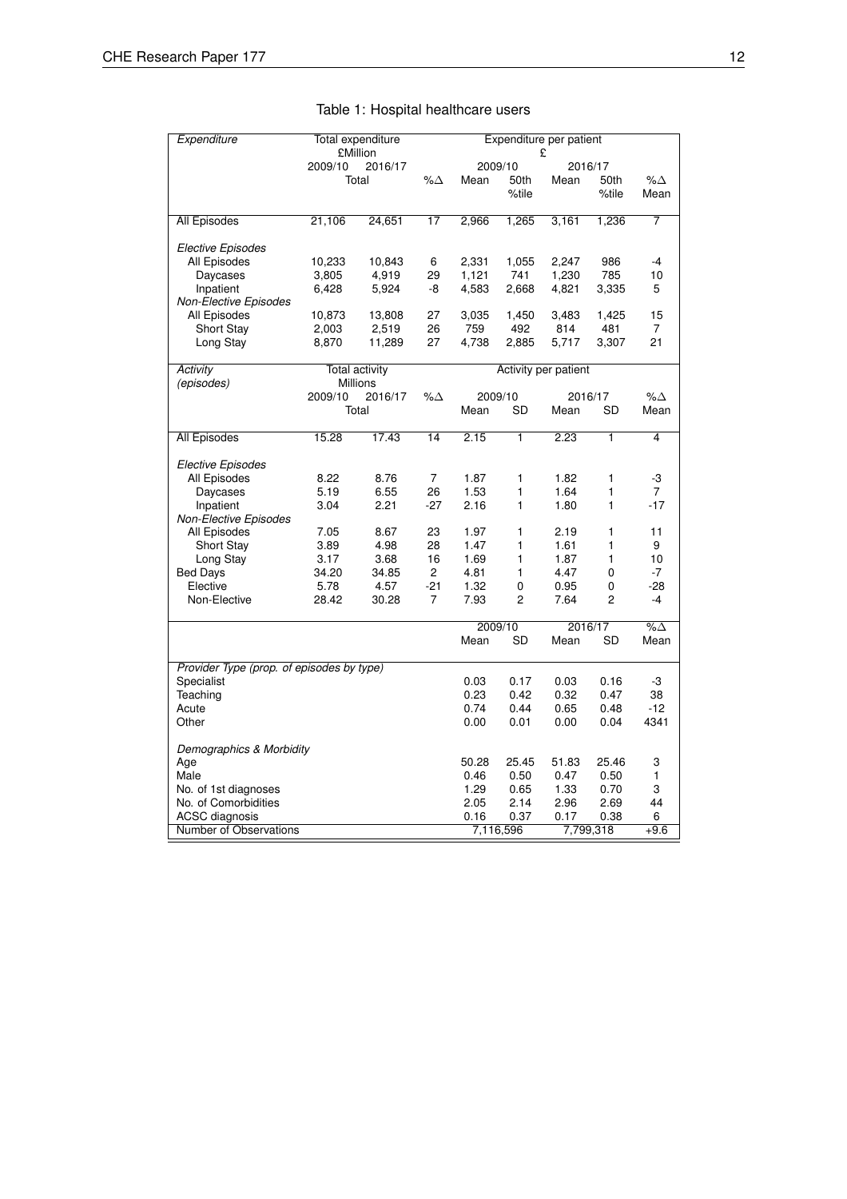Table 1: Hospital healthcare users

| *Expenditure* | Total expenditure £Million | | | Expenditure per patient £ | | | | |
|---|---|---|---|---|---|---|---|---|
| | 2009/10 | 2016/17 | | 2009/10 | | 2016/17 | | |
| | Total | | %∆ | Mean | 50th %tile | Mean | 50th %tile | %∆ Mean |
| All Episodes | 21,106 | 24,651 | 17 | 2,966 | 1,265 | 3,161 | 1,236 | 7 |
| *Elective Episodes* | | | | | | | | |
| All Episodes | 10,233 | 10,843 | 6 | 2,331 | 1,055 | 2,247 | 986 | -4 |
| Daycases | 3,805 | 4,919 | 29 | 1,121 | 741 | 1,230 | 785 | 10 |
| Inpatient | 6,428 | 5,924 | -8 | 4,583 | 2,668 | 4,821 | 3,335 | 5 |
| *Non-Elective Episodes* | | | | | | | | |
| All Episodes | 10,873 | 13,808 | 27 | 3,035 | 1,450 | 3,483 | 1,425 | 15 |
| Short Stay | 2,003 | 2,519 | 26 | 759 | 492 | 814 | 481 | 7 |
| Long Stay | 8,870 | 11,289 | 27 | 4,738 | 2,885 | 5,717 | 3,307 | 21 |
| *Activity (episodes)* | Total activity Millions | | | Activity per patient | | | | |
| | 2009/10 | 2016/17 | %∆ | 2009/10 | | 2016/17 | | %∆ |
| | Total | | | Mean | SD | Mean | SD | Mean |
| All Episodes | 15.28 | 17.43 | 14 | 2.15 | 1 | 2.23 | 1 | 4 |
| *Elective Episodes* | | | | | | | | |
| All Episodes | 8.22 | 8.76 | 7 | 1.87 | 1 | 1.82 | 1 | -3 |
| Daycases | 5.19 | 6.55 | 26 | 1.53 | 1 | 1.64 | 1 | 7 |
| Inpatient | 3.04 | 2.21 | -27 | 2.16 | 1 | 1.80 | 1 | -17 |
| *Non-Elective Episodes* | | | | | | | | |
| All Episodes | 7.05 | 8.67 | 23 | 1.97 | 1 | 2.19 | 1 | 11 |
| Short Stay | 3.89 | 4.98 | 28 | 1.47 | 1 | 1.61 | 1 | 9 |
| Long Stay | 3.17 | 3.68 | 16 | 1.69 | 1 | 1.87 | 1 | 10 |
| Bed Days | 34.20 | 34.85 | 2 | 4.81 | 1 | 4.47 | 0 | -7 |
| Elective | 5.78 | 4.57 | -21 | 1.32 | 0 | 0.95 | 0 | -28 |
| Non-Elective | 28.42 | 30.28 | 7 | 7.93 | 2 | 7.64 | 2 | -4 |
| | | | | 2009/10 | | 2016/17 | | %∆ |
| | | | | Mean | SD | Mean | SD | Mean |
| *Provider Type (prop. of episodes by type)* | | | | | | | | |
| Specialist | | | | 0.03 | 0.17 | 0.03 | 0.16 | -3 |
| Teaching | | | | 0.23 | 0.42 | 0.32 | 0.47 | 38 |
| Acute | | | | 0.74 | 0.44 | 0.65 | 0.48 | -12 |
| Other | | | | 0.00 | 0.01 | 0.00 | 0.04 | 4341 |
| *Demographics & Morbidity* | | | | | | | | |
| Age | | | | 50.28 | 25.45 | 51.83 | 25.46 | 3 |
| Male | | | | 0.46 | 0.50 | 0.47 | 0.50 | 1 |
| No. of 1st diagnoses | | | | 1.29 | 0.65 | 1.33 | 0.70 | 3 |
| No. of Comorbidities | | | | 2.05 | 2.14 | 2.96 | 2.69 | 44 |
| ACSC diagnosis | | | | 0.16 | 0.37 | 0.17 | 0.38 | 6 |
| Number of Observations | | | | 7,116,596 | | 7,799,318 | | +9.6 |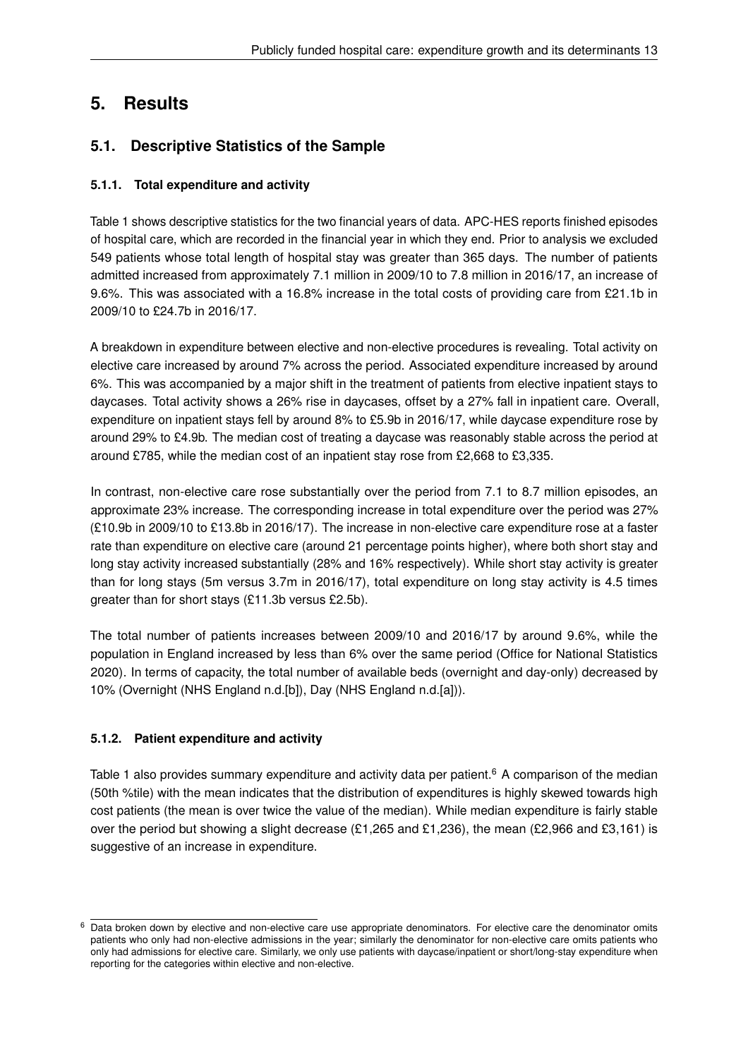# 5. Results

## 5.1. Descriptive Statistics of the Sample

### 5.1.1. Total expenditure and activity

Table 1 shows descriptive statistics for the two financial years of data. APC-HES reports finished episodes of hospital care, which are recorded in the financial year in which they end. Prior to analysis we excluded 549 patients whose total length of hospital stay was greater than 365 days. The number of patients admitted increased from approximately 7.1 million in 2009/10 to 7.8 million in 2016/17, an increase of 9.6%. This was associated with a 16.8% increase in the total costs of providing care from £21.1b in 2009/10 to £24.7b in 2016/17.

A breakdown in expenditure between elective and non-elective procedures is revealing. Total activity on elective care increased by around 7% across the period. Associated expenditure increased by around 6%. This was accompanied by a major shift in the treatment of patients from elective inpatient stays to daycases. Total activity shows a 26% rise in daycases, offset by a 27% fall in inpatient care. Overall, expenditure on inpatient stays fell by around 8% to £5.9b in 2016/17, while daycase expenditure rose by around 29% to £4.9b. The median cost of treating a daycase was reasonably stable across the period at around £785, while the median cost of an inpatient stay rose from £2,668 to £3,335.

In contrast, non-elective care rose substantially over the period from 7.1 to 8.7 million episodes, an approximate 23% increase. The corresponding increase in total expenditure over the period was 27% (£10.9b in 2009/10 to £13.8b in 2016/17). The increase in non-elective care expenditure rose at a faster rate than expenditure on elective care (around 21 percentage points higher), where both short stay and long stay activity increased substantially (28% and 16% respectively). While short stay activity is greater than for long stays (5m versus 3.7m in 2016/17), total expenditure on long stay activity is 4.5 times greater than for short stays (£11.3b versus £2.5b).

The total number of patients increases between 2009/10 and 2016/17 by around 9.6%, while the population in England increased by less than 6% over the same period (Office for National Statistics 2020). In terms of capacity, the total number of available beds (overnight and day-only) decreased by 10% (Overnight (NHS England n.d.[b]), Day (NHS England n.d.[a])).

### 5.1.2. Patient expenditure and activity

Table 1 also provides summary expenditure and activity data per patient.[6] A comparison of the median (50th %tile) with the mean indicates that the distribution of expenditures is highly skewed towards high cost patients (the mean is over twice the value of the median). While median expenditure is fairly stable over the period but showing a slight decrease (£1,265 and £1,236), the mean (£2,966 and £3,161) is suggestive of an increase in expenditure.

---

[6] Data broken down by elective and non-elective care use appropriate denominators. For elective care the denominator omits patients who only had non-elective admissions in the year; similarly the denominator for non-elective care omits patients who only had admissions for elective care. Similarly, we only use patients with daycase/inpatient or short/long-stay expenditure when reporting for the categories within elective and non-elective.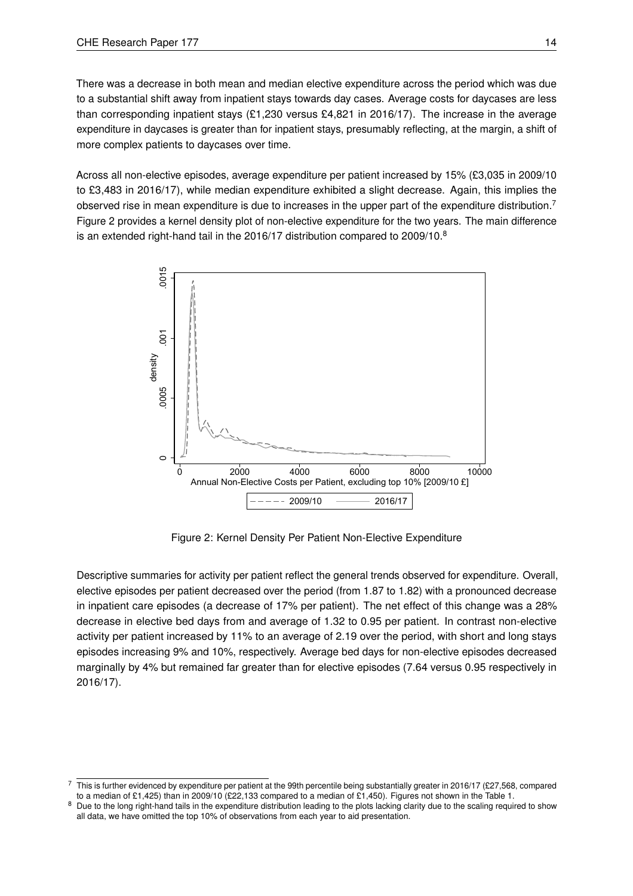There was a decrease in both mean and median elective expenditure across the period which was due to a substantial shift away from inpatient stays towards day cases. Average costs for daycases are less than corresponding inpatient stays (£1,230 versus £4,821 in 2016/17). The increase in the average expenditure in daycases is greater than for inpatient stays, presumably reflecting, at the margin, a shift of more complex patients to daycases over time.

Across all non-elective episodes, average expenditure per patient increased by 15% (£3,035 in 2009/10 to £3,483 in 2016/17), while median expenditure exhibited a slight decrease. Again, this implies the observed rise in mean expenditure is due to increases in the upper part of the expenditure distribution.[7] Figure 2 provides a kernel density plot of non-elective expenditure for the two years. The main difference is an extended right-hand tail in the 2016/17 distribution compared to 2009/10.[8]

Figure 2: Kernel Density Per Patient Non-Elective Expenditure

Descriptive summaries for activity per patient reflect the general trends observed for expenditure. Overall, elective episodes per patient decreased over the period (from 1.87 to 1.82) with a pronounced decrease in inpatient care episodes (a decrease of 17% per patient). The net effect of this change was a 28% decrease in elective bed days from and average of 1.32 to 0.95 per patient. In contrast non-elective activity per patient increased by 11% to an average of 2.19 over the period, with short and long stays episodes increasing 9% and 10%, respectively. Average bed days for non-elective episodes decreased marginally by 4% but remained far greater than for elective episodes (7.64 versus 0.95 respectively in 2016/17).

[7] This is further evidenced by expenditure per patient at the 99th percentile being substantially greater in 2016/17 (£27,568, compared to a median of £1,425) than in 2009/10 (£22,133 compared to a median of £1,450). Figures not shown in the Table 1.

[8] Due to the long right-hand tails in the expenditure distribution leading to the plots lacking clarity due to the scaling required to show all data, we have omitted the top 10% of observations from each year to aid presentation.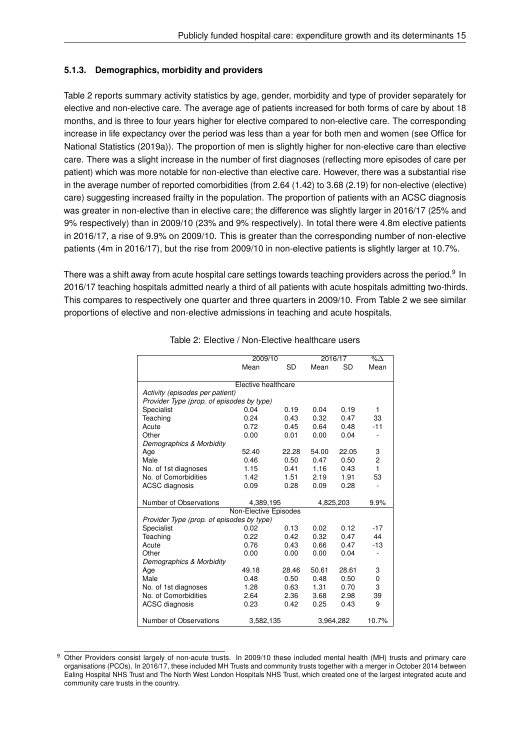### 5.1.3. Demographics, morbidity and providers

Table 2 reports summary activity statistics by age, gender, morbidity and type of provider separately for elective and non-elective care. The average age of patients increased for both forms of care by about 18 months, and is three to four years higher for elective compared to non-elective care. The corresponding increase in life expectancy over the period was less than a year for both men and women (see Office for National Statistics (2019a)). The proportion of men is slightly higher for non-elective care than elective care. There was a slight increase in the number of first diagnoses (reflecting more episodes of care per patient) which was more notable for non-elective than elective care. However, there was a substantial rise in the average number of reported comorbidities (from 2.64 (1.42) to 3.68 (2.19) for non-elective (elective) care) suggesting increased frailty in the population. The proportion of patients with an ACSC diagnosis was greater in non-elective than in elective care; the difference was slightly larger in 2016/17 (25% and 9% respectively) than in 2009/10 (23% and 9% respectively). In total there were 4.8m elective patients in 2016/17, a rise of 9.9% on 2009/10. This is greater than the corresponding number of non-elective patients (4m in 2016/17), but the rise from 2009/10 in non-elective patients is slightly larger at 10.7%.

There was a shift away from acute hospital care settings towards teaching providers across the period.[9] In 2016/17 teaching hospitals admitted nearly a third of all patients with acute hospitals admitting two-thirds. This compares to respectively one quarter and three quarters in 2009/10. From Table 2 we see similar proportions of elective and non-elective admissions in teaching and acute hospitals.

Table 2: Elective / Non-Elective healthcare users

| | 2009/10 | | 2016/17 | | %$\Delta$ |
|---|---|---|---|---|---|
| | Mean | SD | Mean | SD | Mean |
| **Elective healthcare** | | | | | |
| *Activity (episodes per patient)* | | | | | |
| *Provider Type (prop. of episodes by type)* | | | | | |
| Specialist | 0.04 | 0.19 | 0.04 | 0.19 | 1 |
| Teaching | 0.24 | 0.43 | 0.32 | 0.47 | 33 |
| Acute | 0.72 | 0.45 | 0.64 | 0.48 | -11 |
| Other | 0.00 | 0.01 | 0.00 | 0.04 | - |
| *Demographics & Morbidity* | | | | | |
| Age | 52.40 | 22.28 | 54.00 | 22.05 | 3 |
| Male | 0.46 | 0.50 | 0.47 | 0.50 | 2 |
| No. of 1st diagnoses | 1.15 | 0.41 | 1.16 | 0.43 | 1 |
| No. of Comorbidities | 1.42 | 1.51 | 2.19 | 1.91 | 53 |
| ACSC diagnosis | 0.09 | 0.28 | 0.09 | 0.28 | - |
| Number of Observations | 4,389,195 | | 4,825,203 | | 9.9% |
| **Non-Elective Episodes** | | | | | |
| *Provider Type (prop. of episodes by type)* | | | | | |
| Specialist | 0.02 | 0.13 | 0.02 | 0.12 | -17 |
| Teaching | 0.22 | 0.42 | 0.32 | 0.47 | 44 |
| Acute | 0.76 | 0.43 | 0.66 | 0.47 | -13 |
| Other | 0.00 | 0.00 | 0.00 | 0.04 | - |
| *Demographics & Morbidity* | | | | | |
| Age | 49.18 | 28.46 | 50.61 | 28.61 | 3 |
| Male | 0.48 | 0.50 | 0.48 | 0.50 | 0 |
| No. of 1st diagnoses | 1.28 | 0.63 | 1.31 | 0.70 | 3 |
| No. of Comorbidities | 2.64 | 2.36 | 3.68 | 2.98 | 39 |
| ACSC diagnosis | 0.23 | 0.42 | 0.25 | 0.43 | 9 |
| Number of Observations | 3,582,135 | | 3,964,282 | | 10.7% |

[9] Other Providers consist largely of non-acute trusts. In 2009/10 these included mental health (MH) trusts and primary care organisations (PCOs). In 2016/17, these included MH Trusts and community trusts together with a merger in October 2014 between Ealing Hospital NHS Trust and The North West London Hospitals NHS Trust, which created one of the largest integrated acute and community care trusts in the country.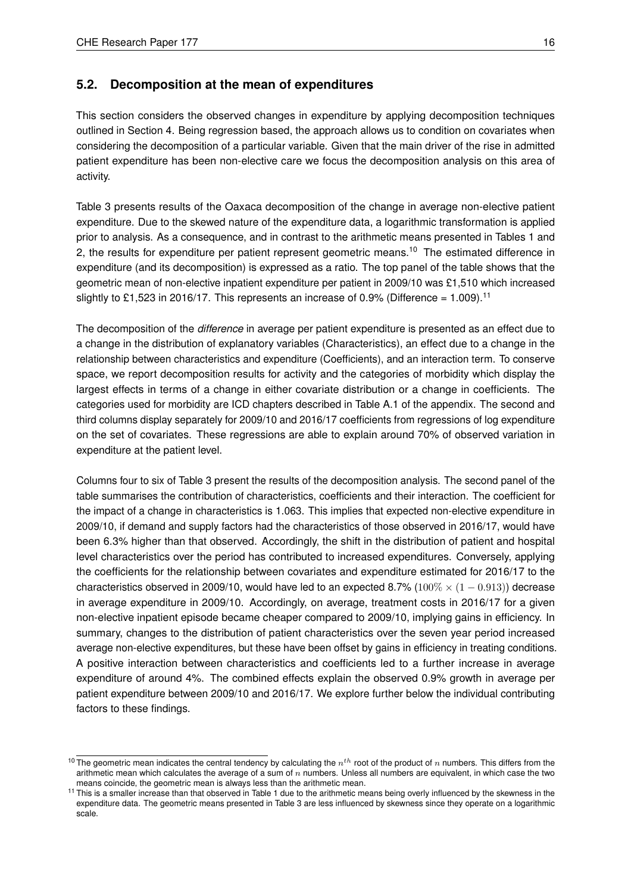## 5.2. Decomposition at the mean of expenditures

This section considers the observed changes in expenditure by applying decomposition techniques outlined in Section 4. Being regression based, the approach allows us to condition on covariates when considering the decomposition of a particular variable. Given that the main driver of the rise in admitted patient expenditure has been non-elective care we focus the decomposition analysis on this area of activity.

Table 3 presents results of the Oaxaca decomposition of the change in average non-elective patient expenditure. Due to the skewed nature of the expenditure data, a logarithmic transformation is applied prior to analysis. As a consequence, and in contrast to the arithmetic means presented in Tables 1 and 2, the results for expenditure per patient represent geometric means.[10] The estimated difference in expenditure (and its decomposition) is expressed as a ratio. The top panel of the table shows that the geometric mean of non-elective inpatient expenditure per patient in 2009/10 was £1,510 which increased slightly to £1,523 in 2016/17. This represents an increase of 0.9% (Difference = 1.009).[11]

The decomposition of the *difference* in average per patient expenditure is presented as an effect due to a change in the distribution of explanatory variables (Characteristics), an effect due to a change in the relationship between characteristics and expenditure (Coefficients), and an interaction term. To conserve space, we report decomposition results for activity and the categories of morbidity which display the largest effects in terms of a change in either covariate distribution or a change in coefficients. The categories used for morbidity are ICD chapters described in Table A.1 of the appendix. The second and third columns display separately for 2009/10 and 2016/17 coefficients from regressions of log expenditure on the set of covariates. These regressions are able to explain around 70% of observed variation in expenditure at the patient level.

Columns four to six of Table 3 present the results of the decomposition analysis. The second panel of the table summarises the contribution of characteristics, coefficients and their interaction. The coefficient for the impact of a change in characteristics is 1.063. This implies that expected non-elective expenditure in 2009/10, if demand and supply factors had the characteristics of those observed in 2016/17, would have been 6.3% higher than that observed. Accordingly, the shift in the distribution of patient and hospital level characteristics over the period has contributed to increased expenditures. Conversely, applying the coefficients for the relationship between covariates and expenditure estimated for 2016/17 to the characteristics observed in 2009/10, would have led to an expected 8.7% ($100\% \times (1 - 0.913)$) decrease in average expenditure in 2009/10. Accordingly, on average, treatment costs in 2016/17 for a given non-elective inpatient episode became cheaper compared to 2009/10, implying gains in efficiency. In summary, changes to the distribution of patient characteristics over the seven year period increased average non-elective expenditures, but these have been offset by gains in efficiency in treating conditions. A positive interaction between characteristics and coefficients led to a further increase in average expenditure of around 4%. The combined effects explain the observed 0.9% growth in average per patient expenditure between 2009/10 and 2016/17. We explore further below the individual contributing factors to these findings.

[10] The geometric mean indicates the central tendency by calculating the $n^{th}$ root of the product of $n$ numbers. This differs from the arithmetic mean which calculates the average of a sum of $n$ numbers. Unless all numbers are equivalent, in which case the two means coincide, the geometric mean is always less than the arithmetic mean.

[11] This is a smaller increase than that observed in Table 1 due to the arithmetic means being overly influenced by the skewness in the expenditure data. The geometric means presented in Table 3 are less influenced by skewness since they operate on a logarithmic scale.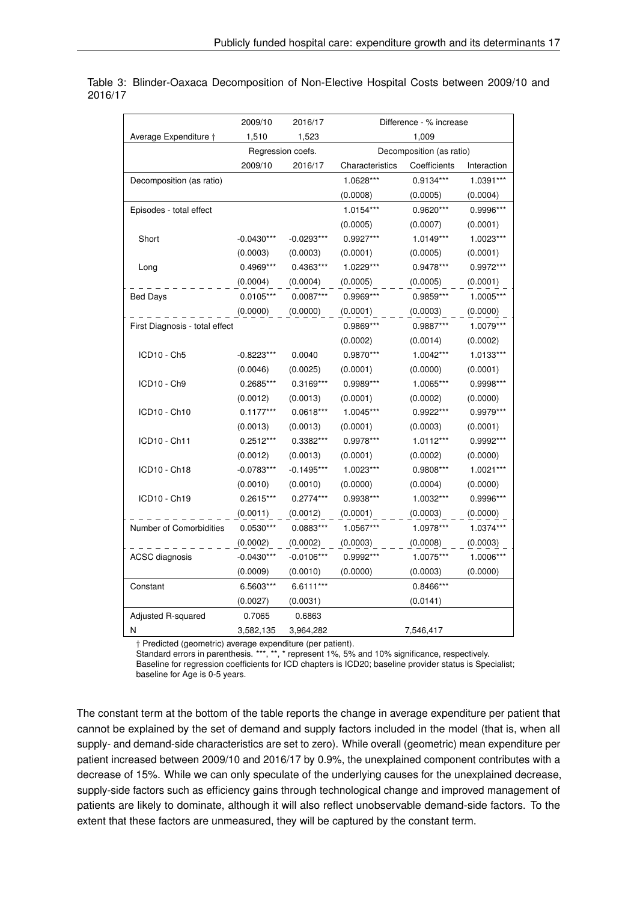Table 3: Blinder-Oaxaca Decomposition of Non-Elective Hospital Costs between 2009/10 and 2016/17

| | 2009/10 | 2016/17 | Difference - % increase | | |
|---|---|---|---|---|---|
| Average Expenditure † | 1,510 | 1,523 | 1,009 | | |
| | Regression coefs. | | Decomposition (as ratio) | | |
| | 2009/10 | 2016/17 | Characteristics | Coefficients | Interaction |
| Decomposition (as ratio) | | | 1.0628*** | 0.9134*** | 1.0391*** |
| | | | (0.0008) | (0.0005) | (0.0004) |
| Episodes - total effect | | | 1.0154*** | 0.9620*** | 0.9996*** |
| | | | (0.0005) | (0.0007) | (0.0001) |
| Short | -0.0430*** | -0.0293*** | 0.9927*** | 1.0149*** | 1.0023*** |
| | (0.0003) | (0.0003) | (0.0001) | (0.0005) | (0.0001) |
| Long | 0.4969*** | 0.4363*** | 1.0229*** | 0.9478*** | 0.9972*** |
| | (0.0004) | (0.0004) | (0.0005) | (0.0005) | (0.0001) |
| Bed Days | 0.0105*** | 0.0087*** | 0.9969*** | 0.9859*** | 1.0005*** |
| | (0.0000) | (0.0000) | (0.0001) | (0.0003) | (0.0000) |
| First Diagnosis - total effect | | | 0.9869*** | 0.9887*** | 1.0079*** |
| | | | (0.0002) | (0.0014) | (0.0002) |
| ICD10 - Ch5 | -0.8223*** | 0.0040 | 0.9870*** | 1.0042*** | 1.0133*** |
| | (0.0046) | (0.0025) | (0.0001) | (0.0000) | (0.0001) |
| ICD10 - Ch9 | 0.2685*** | 0.3169*** | 0.9989*** | 1.0065*** | 0.9998*** |
| | (0.0012) | (0.0013) | (0.0001) | (0.0002) | (0.0000) |
| ICD10 - Ch10 | 0.1177*** | 0.0618*** | 1.0045*** | 0.9922*** | 0.9979*** |
| | (0.0013) | (0.0013) | (0.0001) | (0.0003) | (0.0001) |
| ICD10 - Ch11 | 0.2512*** | 0.3382*** | 0.9978*** | 1.0112*** | 0.9992*** |
| | (0.0012) | (0.0013) | (0.0001) | (0.0002) | (0.0000) |
| ICD10 - Ch18 | -0.0783*** | -0.1495*** | 1.0023*** | 0.9808*** | 1.0021*** |
| | (0.0010) | (0.0010) | (0.0000) | (0.0004) | (0.0000) |
| ICD10 - Ch19 | 0.2615*** | 0.2774*** | 0.9938*** | 1.0032*** | 0.9996*** |
| | (0.0011) | (0.0012) | (0.0001) | (0.0003) | (0.0000) |
| Number of Comorbidities | 0.0530*** | 0.0883*** | 1.0567*** | 1.0978*** | 1.0374*** |
| | (0.0002) | (0.0002) | (0.0003) | (0.0008) | (0.0003) |
| ACSC diagnosis | -0.0430*** | -0.0106*** | 0.9992*** | 1.0075*** | 1.0006*** |
| | (0.0009) | (0.0010) | (0.0000) | (0.0003) | (0.0000) |
| Constant | 6.5603*** | 6.6111*** | | 0.8466*** | |
| | (0.0027) | (0.0031) | | (0.0141) | |
| Adjusted R-squared | 0.7065 | 0.6863 | | | |
| N | 3,582,135 | 3,964,282 | | 7,546,417 | |

† Predicted (geometric) average expenditure (per patient).
Standard errors in parenthesis. ***, **, * represent 1%, 5% and 10% significance, respectively.
Baseline for regression coefficients for ICD chapters is ICD20; baseline provider status is Specialist; baseline for Age is 0-5 years.

The constant term at the bottom of the table reports the change in average expenditure per patient that cannot be explained by the set of demand and supply factors included in the model (that is, when all supply- and demand-side characteristics are set to zero). While overall (geometric) mean expenditure per patient increased between 2009/10 and 2016/17 by 0.9%, the unexplained component contributes with a decrease of 15%. While we can only speculate of the underlying causes for the unexplained decrease, supply-side factors such as efficiency gains through technological change and improved management of patients are likely to dominate, although it will also reflect unobservable demand-side factors. To the extent that these factors are unmeasured, they will be captured by the constant term.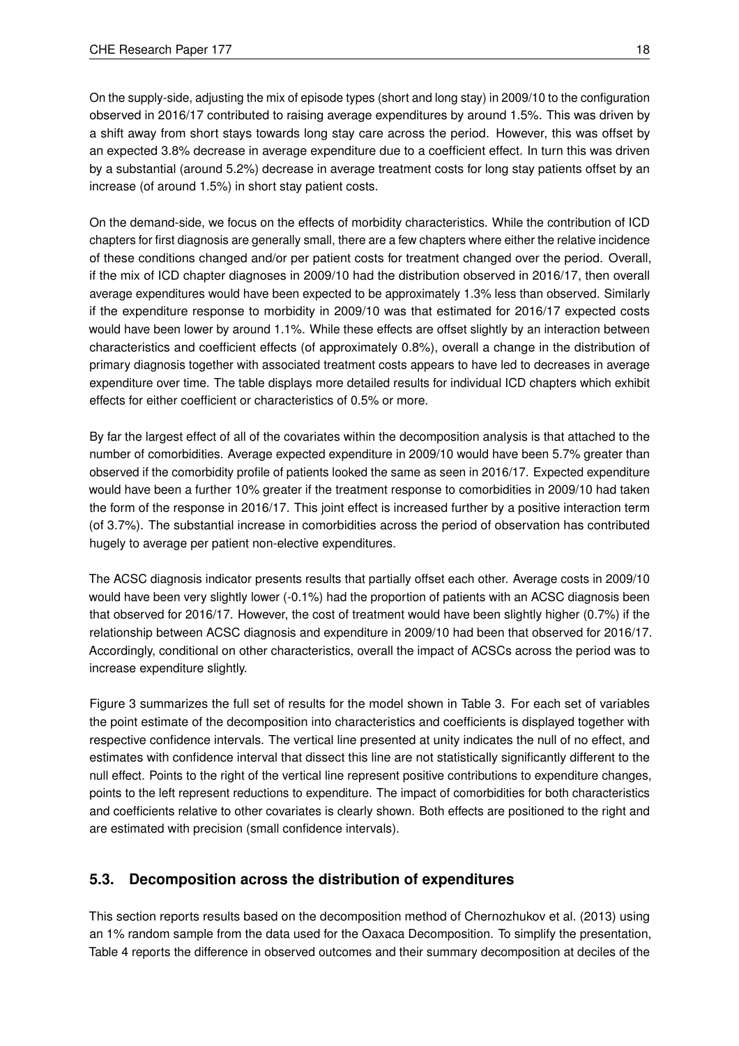On the supply-side, adjusting the mix of episode types (short and long stay) in 2009/10 to the configuration observed in 2016/17 contributed to raising average expenditures by around 1.5%. This was driven by a shift away from short stays towards long stay care across the period. However, this was offset by an expected 3.8% decrease in average expenditure due to a coefficient effect. In turn this was driven by a substantial (around 5.2%) decrease in average treatment costs for long stay patients offset by an increase (of around 1.5%) in short stay patient costs.

On the demand-side, we focus on the effects of morbidity characteristics. While the contribution of ICD chapters for first diagnosis are generally small, there are a few chapters where either the relative incidence of these conditions changed and/or per patient costs for treatment changed over the period. Overall, if the mix of ICD chapter diagnoses in 2009/10 had the distribution observed in 2016/17, then overall average expenditures would have been expected to be approximately 1.3% less than observed. Similarly if the expenditure response to morbidity in 2009/10 was that estimated for 2016/17 expected costs would have been lower by around 1.1%. While these effects are offset slightly by an interaction between characteristics and coefficient effects (of approximately 0.8%), overall a change in the distribution of primary diagnosis together with associated treatment costs appears to have led to decreases in average expenditure over time. The table displays more detailed results for individual ICD chapters which exhibit effects for either coefficient or characteristics of 0.5% or more.

By far the largest effect of all of the covariates within the decomposition analysis is that attached to the number of comorbidities. Average expected expenditure in 2009/10 would have been 5.7% greater than observed if the comorbidity profile of patients looked the same as seen in 2016/17. Expected expenditure would have been a further 10% greater if the treatment response to comorbidities in 2009/10 had taken the form of the response in 2016/17. This joint effect is increased further by a positive interaction term (of 3.7%). The substantial increase in comorbidities across the period of observation has contributed hugely to average per patient non-elective expenditures.

The ACSC diagnosis indicator presents results that partially offset each other. Average costs in 2009/10 would have been very slightly lower (-0.1%) had the proportion of patients with an ACSC diagnosis been that observed for 2016/17. However, the cost of treatment would have been slightly higher (0.7%) if the relationship between ACSC diagnosis and expenditure in 2009/10 had been that observed for 2016/17. Accordingly, conditional on other characteristics, overall the impact of ACSCs across the period was to increase expenditure slightly.

Figure 3 summarizes the full set of results for the model shown in Table 3. For each set of variables the point estimate of the decomposition into characteristics and coefficients is displayed together with respective confidence intervals. The vertical line presented at unity indicates the null of no effect, and estimates with confidence interval that dissect this line are not statistically significantly different to the null effect. Points to the right of the vertical line represent positive contributions to expenditure changes, points to the left represent reductions to expenditure. The impact of comorbidities for both characteristics and coefficients relative to other covariates is clearly shown. Both effects are positioned to the right and are estimated with precision (small confidence intervals).

## 5.3. Decomposition across the distribution of expenditures

This section reports results based on the decomposition method of Chernozhukov et al. (2013) using an 1% random sample from the data used for the Oaxaca Decomposition. To simplify the presentation, Table 4 reports the difference in observed outcomes and their summary decomposition at deciles of the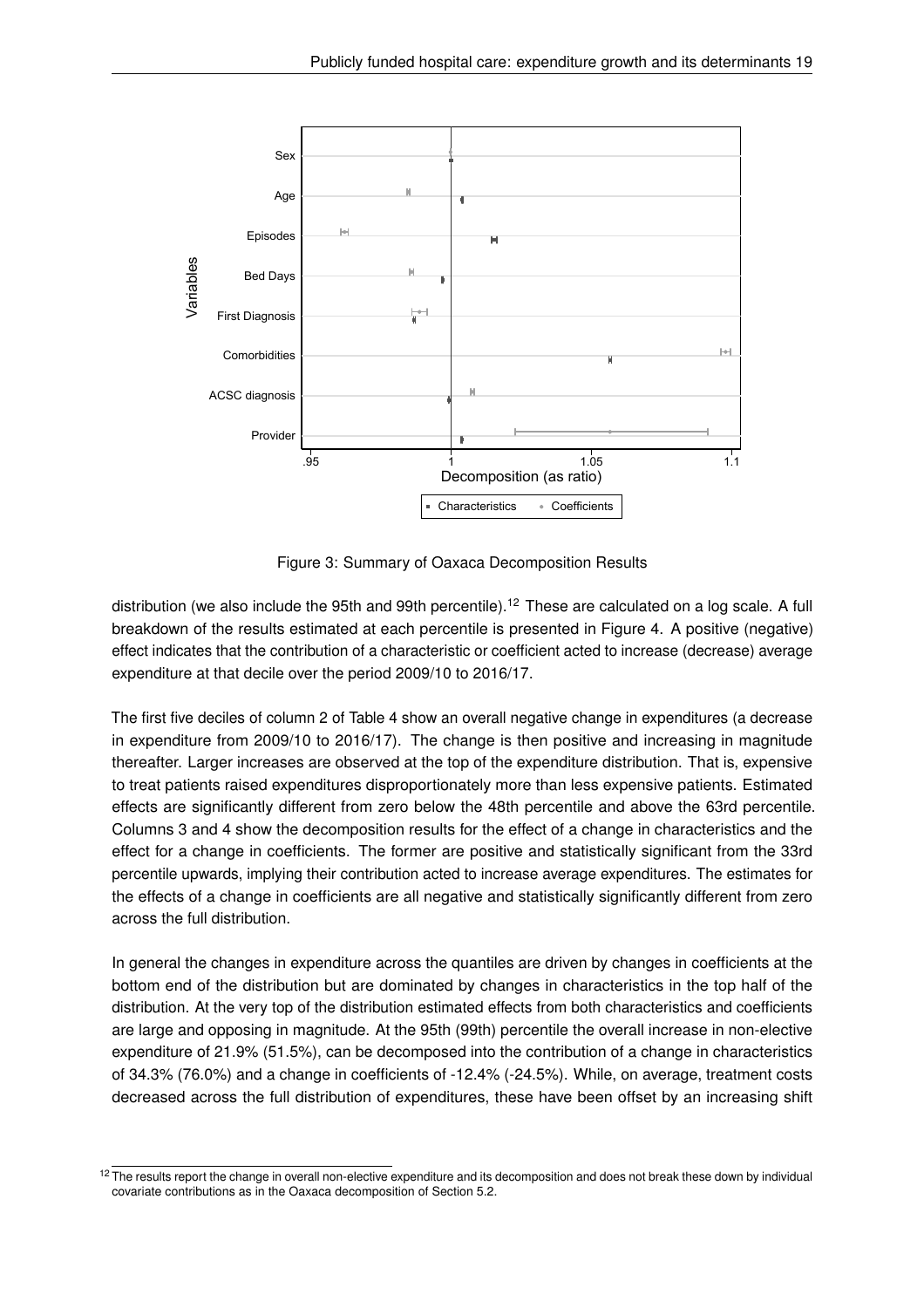Figure 3: Summary of Oaxaca Decomposition Results

distribution (we also include the 95th and 99th percentile).[12] These are calculated on a log scale. A full breakdown of the results estimated at each percentile is presented in Figure 4. A positive (negative) effect indicates that the contribution of a characteristic or coefficient acted to increase (decrease) average expenditure at that decile over the period 2009/10 to 2016/17.

The first five deciles of column 2 of Table 4 show an overall negative change in expenditures (a decrease in expenditure from 2009/10 to 2016/17). The change is then positive and increasing in magnitude thereafter. Larger increases are observed at the top of the expenditure distribution. That is, expensive to treat patients raised expenditures disproportionately more than less expensive patients. Estimated effects are significantly different from zero below the 48th percentile and above the 63rd percentile. Columns 3 and 4 show the decomposition results for the effect of a change in characteristics and the effect for a change in coefficients. The former are positive and statistically significant from the 33rd percentile upwards, implying their contribution acted to increase average expenditures. The estimates for the effects of a change in coefficients are all negative and statistically significantly different from zero across the full distribution.

In general the changes in expenditure across the quantiles are driven by changes in coefficients at the bottom end of the distribution but are dominated by changes in characteristics in the top half of the distribution. At the very top of the distribution estimated effects from both characteristics and coefficients are large and opposing in magnitude. At the 95th (99th) percentile the overall increase in non-elective expenditure of 21.9% (51.5%), can be decomposed into the contribution of a change in characteristics of 34.3% (76.0%) and a change in coefficients of -12.4% (-24.5%). While, on average, treatment costs decreased across the full distribution of expenditures, these have been offset by an increasing shift

[12] The results report the change in overall non-elective expenditure and its decomposition and does not break these down by individual covariate contributions as in the Oaxaca decomposition of Section 5.2.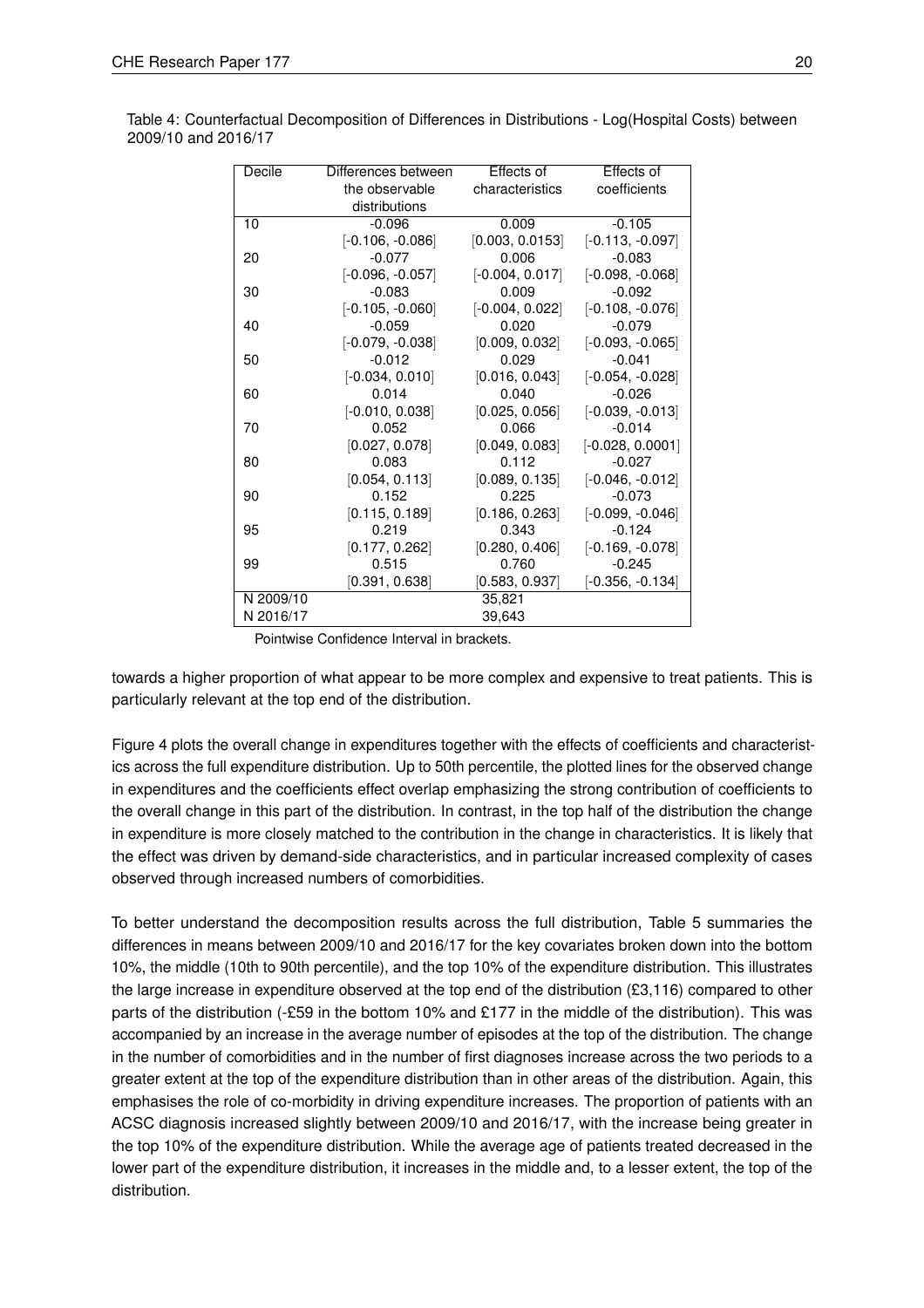Table 4: Counterfactual Decomposition of Differences in Distributions - Log(Hospital Costs) between 2009/10 and 2016/17

| Decile | Differences between the observable distributions | Effects of characteristics | Effects of coefficients |
|---|---|---|---|
| 10 | -0.096 | 0.009 | -0.105 |
| | [-0.106, -0.086] | [0.003, 0.0153] | [-0.113, -0.097] |
| 20 | -0.077 | 0.006 | -0.083 |
| | [-0.096, -0.057] | [-0.004, 0.017] | [-0.098, -0.068] |
| 30 | -0.083 | 0.009 | -0.092 |
| | [-0.105, -0.060] | [-0.004, 0.022] | [-0.108, -0.076] |
| 40 | -0.059 | 0.020 | -0.079 |
| | [-0.079, -0.038] | [0.009, 0.032] | [-0.093, -0.065] |
| 50 | -0.012 | 0.029 | -0.041 |
| | [-0.034, 0.010] | [0.016, 0.043] | [-0.054, -0.028] |
| 60 | 0.014 | 0.040 | -0.026 |
| | [-0.010, 0.038] | [0.025, 0.056] | [-0.039, -0.013] |
| 70 | 0.052 | 0.066 | -0.014 |
| | [0.027, 0.078] | [0.049, 0.083] | [-0.028, 0.0001] |
| 80 | 0.083 | 0.112 | -0.027 |
| | [0.054, 0.113] | [0.089, 0.135] | [-0.046, -0.012] |
| 90 | 0.152 | 0.225 | -0.073 |
| | [0.115, 0.189] | [0.186, 0.263] | [-0.099, -0.046] |
| 95 | 0.219 | 0.343 | -0.124 |
| | [0.177, 0.262] | [0.280, 0.406] | [-0.169, -0.078] |
| 99 | 0.515 | 0.760 | -0.245 |
| | [0.391, 0.638] | [0.583, 0.937] | [-0.356, -0.134] |
| N 2009/10 | | 35,821 | |
| N 2016/17 | | 39,643 | |

Pointwise Confidence Interval in brackets.

towards a higher proportion of what appear to be more complex and expensive to treat patients. This is particularly relevant at the top end of the distribution.

Figure 4 plots the overall change in expenditures together with the effects of coefficients and characteristics across the full expenditure distribution. Up to 50th percentile, the plotted lines for the observed change in expenditures and the coefficients effect overlap emphasizing the strong contribution of coefficients to the overall change in this part of the distribution. In contrast, in the top half of the distribution the change in expenditure is more closely matched to the contribution in the change in characteristics. It is likely that the effect was driven by demand-side characteristics, and in particular increased complexity of cases observed through increased numbers of comorbidities.

To better understand the decomposition results across the full distribution, Table 5 summaries the differences in means between 2009/10 and 2016/17 for the key covariates broken down into the bottom 10%, the middle (10th to 90th percentile), and the top 10% of the expenditure distribution. This illustrates the large increase in expenditure observed at the top end of the distribution (£3,116) compared to other parts of the distribution (-£59 in the bottom 10% and £177 in the middle of the distribution). This was accompanied by an increase in the average number of episodes at the top of the distribution. The change in the number of comorbidities and in the number of first diagnoses increase across the two periods to a greater extent at the top of the expenditure distribution than in other areas of the distribution. Again, this emphasises the role of co-morbidity in driving expenditure increases. The proportion of patients with an ACSC diagnosis increased slightly between 2009/10 and 2016/17, with the increase being greater in the top 10% of the expenditure distribution. While the average age of patients treated decreased in the lower part of the expenditure distribution, it increases in the middle and, to a lesser extent, the top of the distribution.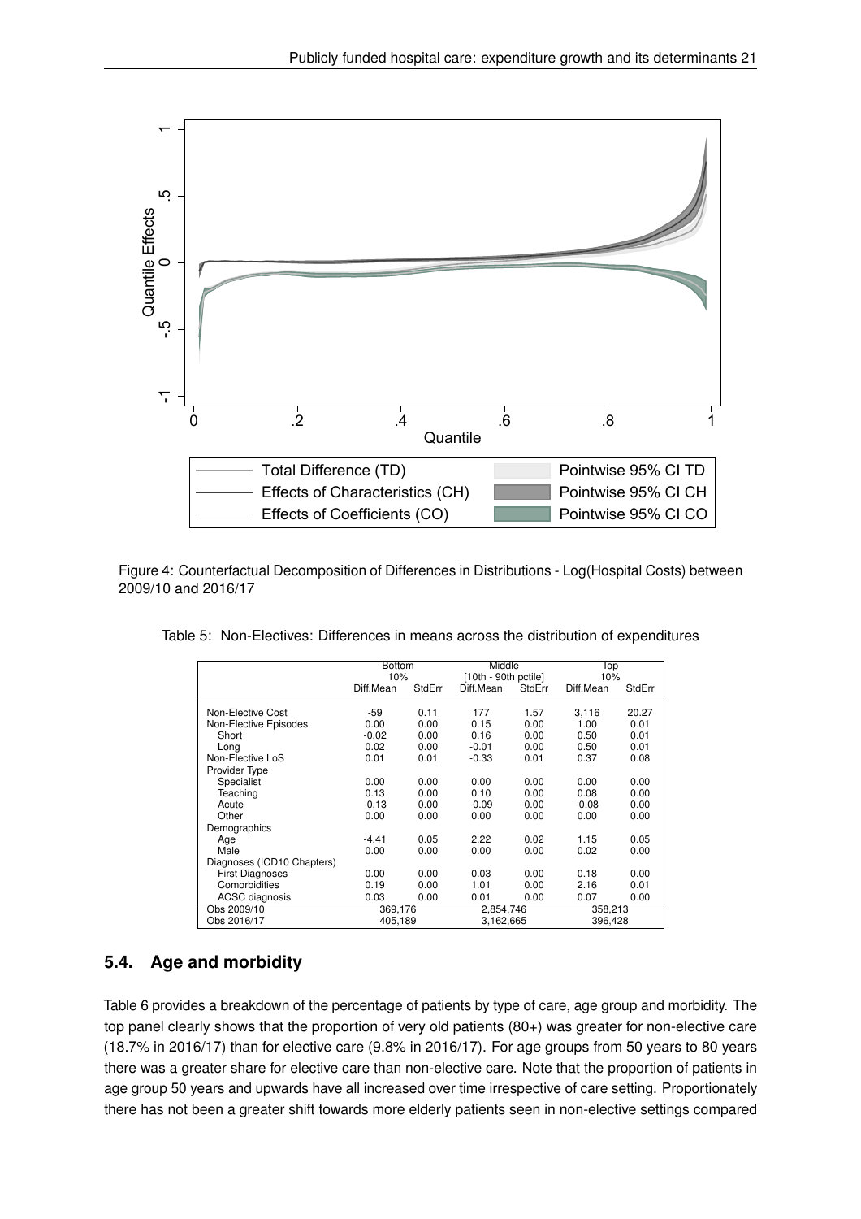Figure 4: Counterfactual Decomposition of Differences in Distributions - Log(Hospital Costs) between 2009/10 and 2016/17

Table 5: Non-Electives: Differences in means across the distribution of expenditures

| | Bottom 10% | | Middle [10th - 90th pctile] | | Top 10% | |
|---|---|---|---|---|---|---|
| | Diff.Mean | StdErr | Diff.Mean | StdErr | Diff.Mean | StdErr |
| Non-Elective Cost | -59 | 0.11 | 177 | 1.57 | 3,116 | 20.27 |
| Non-Elective Episodes | 0.00 | 0.00 | 0.15 | 0.00 | 1.00 | 0.01 |
| Short | -0.02 | 0.00 | 0.16 | 0.00 | 0.50 | 0.01 |
| Long | 0.02 | 0.00 | -0.01 | 0.00 | 0.50 | 0.01 |
| Non-Elective LoS | 0.01 | 0.01 | -0.33 | 0.01 | 0.37 | 0.08 |
| Provider Type | | | | | | |
| Specialist | 0.00 | 0.00 | 0.00 | 0.00 | 0.00 | 0.00 |
| Teaching | 0.13 | 0.00 | 0.10 | 0.00 | 0.08 | 0.00 |
| Acute | -0.13 | 0.00 | -0.09 | 0.00 | -0.08 | 0.00 |
| Other | 0.00 | 0.00 | 0.00 | 0.00 | 0.00 | 0.00 |
| Demographics | | | | | | |
| Age | -4.41 | 0.05 | 2.22 | 0.02 | 1.15 | 0.05 |
| Male | 0.00 | 0.00 | 0.00 | 0.00 | 0.02 | 0.00 |
| Diagnoses (ICD10 Chapters) | | | | | | |
| First Diagnoses | 0.00 | 0.00 | 0.03 | 0.00 | 0.18 | 0.00 |
| Comorbidities | 0.19 | 0.00 | 1.01 | 0.00 | 2.16 | 0.01 |
| ACSC diagnosis | 0.03 | 0.00 | 0.01 | 0.00 | 0.07 | 0.00 |
| Obs 2009/10 | 369,176 | | 2,854,746 | | 358,213 | |
| Obs 2016/17 | 405,189 | | 3,162,665 | | 396,428 | |

## 5.4. Age and morbidity

Table 6 provides a breakdown of the percentage of patients by type of care, age group and morbidity. The top panel clearly shows that the proportion of very old patients (80+) was greater for non-elective care (18.7% in 2016/17) than for elective care (9.8% in 2016/17). For age groups from 50 years to 80 years there was a greater share for elective care than non-elective care. Note that the proportion of patients in age group 50 years and upwards have all increased over time irrespective of care setting. Proportionately there has not been a greater shift towards more elderly patients seen in non-elective settings compared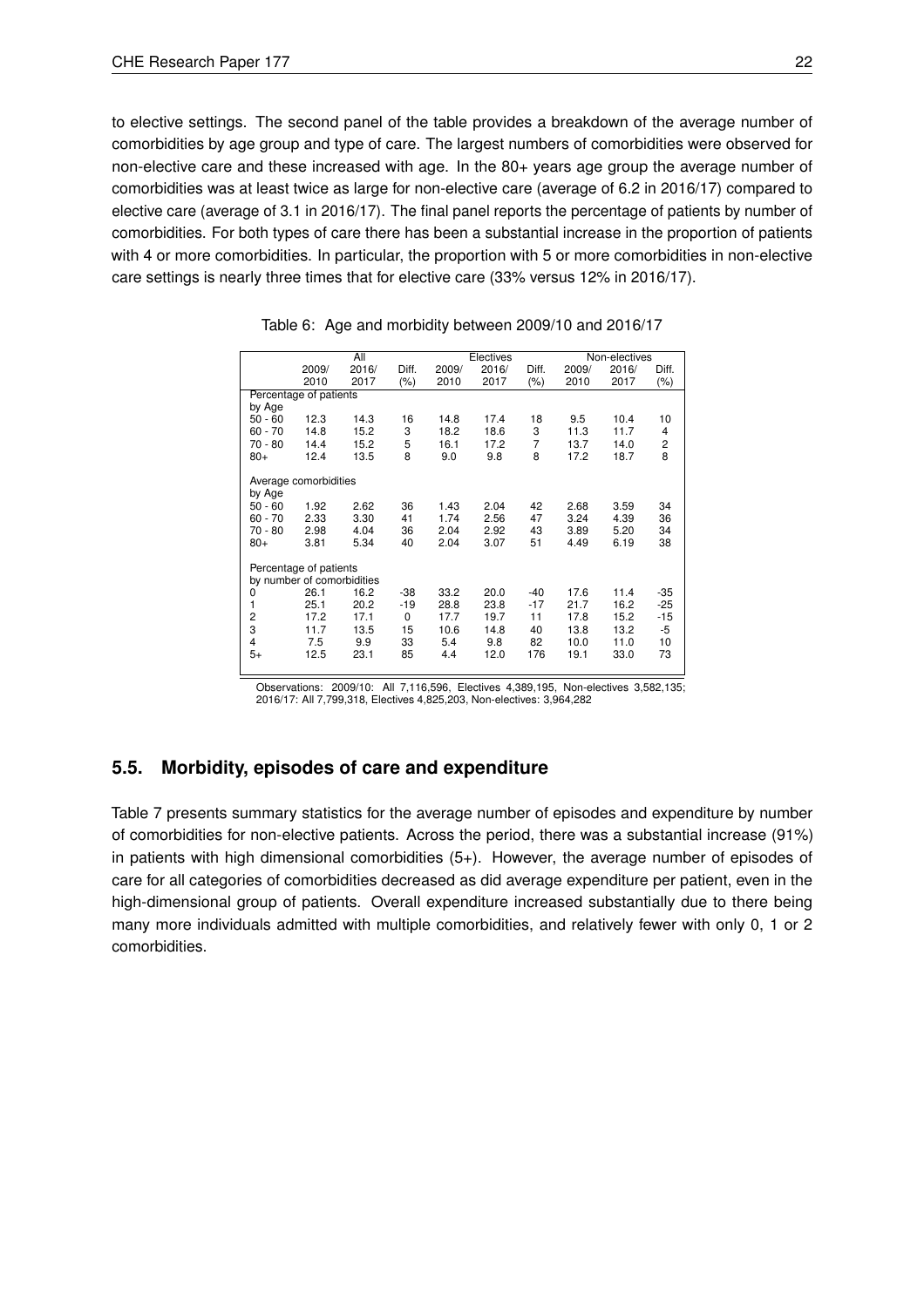to elective settings. The second panel of the table provides a breakdown of the average number of comorbidities by age group and type of care. The largest numbers of comorbidities were observed for non-elective care and these increased with age. In the 80+ years age group the average number of comorbidities was at least twice as large for non-elective care (average of 6.2 in 2016/17) compared to elective care (average of 3.1 in 2016/17). The final panel reports the percentage of patients by number of comorbidities. For both types of care there has been a substantial increase in the proportion of patients with 4 or more comorbidities. In particular, the proportion with 5 or more comorbidities in non-elective care settings is nearly three times that for elective care (33% versus 12% in 2016/17).

Table 6: Age and morbidity between 2009/10 and 2016/17

| | All | | | Electives | | | Non-electives | | |
|---|---|---|---|---|---|---|---|---|---|
| | 2009/ 2010 | 2016/ 2017 | Diff. (%) | 2009/ 2010 | 2016/ 2017 | Diff. (%) | 2009/ 2010 | 2016/ 2017 | Diff. (%) |
| Percentage of patients by Age | | | | | | | | | |
| 50 - 60 | 12.3 | 14.3 | 16 | 14.8 | 17.4 | 18 | 9.5 | 10.4 | 10 |
| 60 - 70 | 14.8 | 15.2 | 3 | 18.2 | 18.6 | 3 | 11.3 | 11.7 | 4 |
| 70 - 80 | 14.4 | 15.2 | 5 | 16.1 | 17.2 | 7 | 13.7 | 14.0 | 2 |
| 80+ | 12.4 | 13.5 | 8 | 9.0 | 9.8 | 8 | 17.2 | 18.7 | 8 |
| Average comorbidities by Age | | | | | | | | | |
| 50 - 60 | 1.92 | 2.62 | 36 | 1.43 | 2.04 | 42 | 2.68 | 3.59 | 34 |
| 60 - 70 | 2.33 | 3.30 | 41 | 1.74 | 2.56 | 47 | 3.24 | 4.39 | 36 |
| 70 - 80 | 2.98 | 4.04 | 36 | 2.04 | 2.92 | 43 | 3.89 | 5.20 | 34 |
| 80+ | 3.81 | 5.34 | 40 | 2.04 | 3.07 | 51 | 4.49 | 6.19 | 38 |
| Percentage of patients by number of comorbidities | | | | | | | | | |
| 0 | 26.1 | 16.2 | -38 | 33.2 | 20.0 | -40 | 17.6 | 11.4 | -35 |
| 1 | 25.1 | 20.2 | -19 | 28.8 | 23.8 | -17 | 21.7 | 16.2 | -25 |
| 2 | 17.2 | 17.1 | 0 | 17.7 | 19.7 | 11 | 17.8 | 15.2 | -15 |
| 3 | 11.7 | 13.5 | 15 | 10.6 | 14.8 | 40 | 13.8 | 13.2 | -5 |
| 4 | 7.5 | 9.9 | 33 | 5.4 | 9.8 | 82 | 10.0 | 11.0 | 10 |
| 5+ | 12.5 | 23.1 | 85 | 4.4 | 12.0 | 176 | 19.1 | 33.0 | 73 |

Observations: 2009/10: All 7,116,596, Electives 4,389,195, Non-electives 3,582,135; 2016/17: All 7,799,318, Electives 4,825,203, Non-electives: 3,964,282

## 5.5. Morbidity, episodes of care and expenditure

Table 7 presents summary statistics for the average number of episodes and expenditure by number of comorbidities for non-elective patients. Across the period, there was a substantial increase (91%) in patients with high dimensional comorbidities (5+). However, the average number of episodes of care for all categories of comorbidities decreased as did average expenditure per patient, even in the high-dimensional group of patients. Overall expenditure increased substantially due to there being many more individuals admitted with multiple comorbidities, and relatively fewer with only 0, 1 or 2 comorbidities.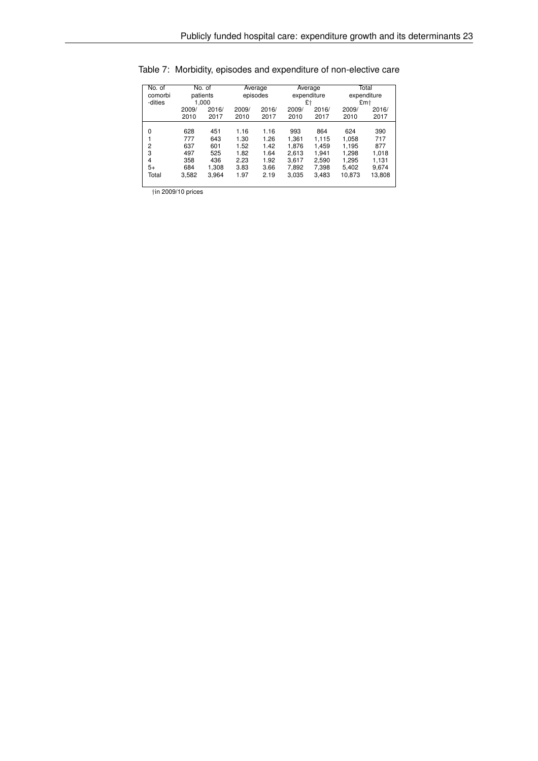Table 7: Morbidity, episodes and expenditure of non-elective care

| No. of comorbi -dities | No. of patients 1,000 | | Average episodes | | Average expenditure £† | | Total expenditure £m† | |
|---|---|---|---|---|---|---|---|---|
| | 2009/ 2010 | 2016/ 2017 | 2009/ 2010 | 2016/ 2017 | 2009/ 2010 | 2016/ 2017 | 2009/ 2010 | 2016/ 2017 |
| 0 | 628 | 451 | 1.16 | 1.16 | 993 | 864 | 624 | 390 |
| 1 | 777 | 643 | 1.30 | 1.26 | 1,361 | 1,115 | 1,058 | 717 |
| 2 | 637 | 601 | 1.52 | 1.42 | 1,876 | 1,459 | 1,195 | 877 |
| 3 | 497 | 525 | 1.82 | 1.64 | 2,613 | 1,941 | 1,298 | 1,018 |
| 4 | 358 | 436 | 2.23 | 1.92 | 3,617 | 2,590 | 1,295 | 1,131 |
| 5+ | 684 | 1,308 | 3.83 | 3.66 | 7,892 | 7,398 | 5,402 | 9,674 |
| Total | 3,582 | 3,964 | 1.97 | 2.19 | 3,035 | 3,483 | 10,873 | 13,808 |

†in 2009/10 prices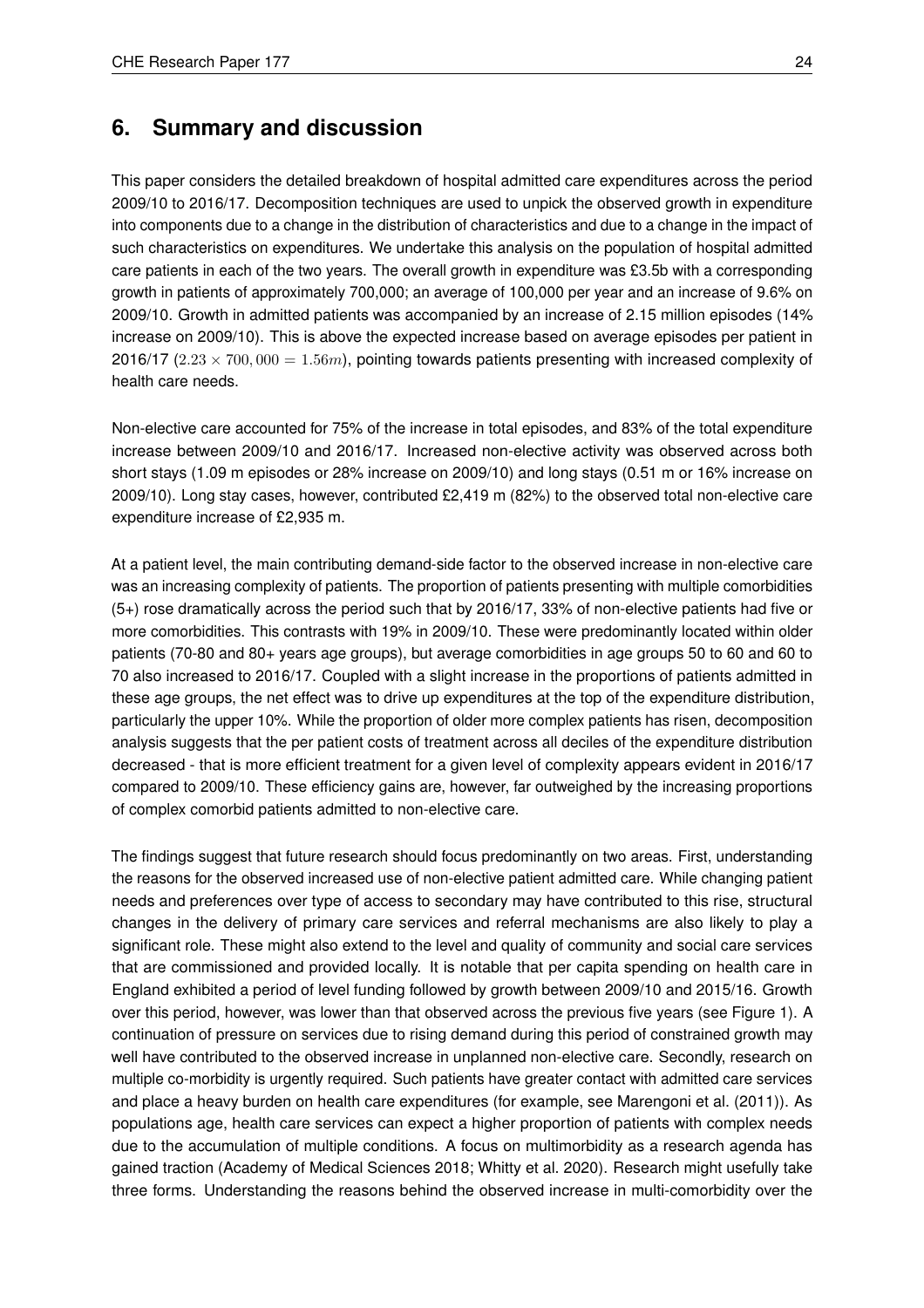## 6. Summary and discussion

This paper considers the detailed breakdown of hospital admitted care expenditures across the period 2009/10 to 2016/17. Decomposition techniques are used to unpick the observed growth in expenditure into components due to a change in the distribution of characteristics and due to a change in the impact of such characteristics on expenditures. We undertake this analysis on the population of hospital admitted care patients in each of the two years. The overall growth in expenditure was £3.5b with a corresponding growth in patients of approximately 700,000; an average of 100,000 per year and an increase of 9.6% on 2009/10. Growth in admitted patients was accompanied by an increase of 2.15 million episodes (14% increase on 2009/10). This is above the expected increase based on average episodes per patient in 2016/17 ($2.23 \times 700,000 = 1.56m$), pointing towards patients presenting with increased complexity of health care needs.

Non-elective care accounted for 75% of the increase in total episodes, and 83% of the total expenditure increase between 2009/10 and 2016/17. Increased non-elective activity was observed across both short stays (1.09 m episodes or 28% increase on 2009/10) and long stays (0.51 m or 16% increase on 2009/10). Long stay cases, however, contributed £2,419 m (82%) to the observed total non-elective care expenditure increase of £2,935 m.

At a patient level, the main contributing demand-side factor to the observed increase in non-elective care was an increasing complexity of patients. The proportion of patients presenting with multiple comorbidities (5+) rose dramatically across the period such that by 2016/17, 33% of non-elective patients had five or more comorbidities. This contrasts with 19% in 2009/10. These were predominantly located within older patients (70-80 and 80+ years age groups), but average comorbidities in age groups 50 to 60 and 60 to 70 also increased to 2016/17. Coupled with a slight increase in the proportions of patients admitted in these age groups, the net effect was to drive up expenditures at the top of the expenditure distribution, particularly the upper 10%. While the proportion of older more complex patients has risen, decomposition analysis suggests that the per patient costs of treatment across all deciles of the expenditure distribution decreased - that is more efficient treatment for a given level of complexity appears evident in 2016/17 compared to 2009/10. These efficiency gains are, however, far outweighed by the increasing proportions of complex comorbid patients admitted to non-elective care.

The findings suggest that future research should focus predominantly on two areas. First, understanding the reasons for the observed increased use of non-elective patient admitted care. While changing patient needs and preferences over type of access to secondary may have contributed to this rise, structural changes in the delivery of primary care services and referral mechanisms are also likely to play a significant role. These might also extend to the level and quality of community and social care services that are commissioned and provided locally. It is notable that per capita spending on health care in England exhibited a period of level funding followed by growth between 2009/10 and 2015/16. Growth over this period, however, was lower than that observed across the previous five years (see Figure 1). A continuation of pressure on services due to rising demand during this period of constrained growth may well have contributed to the observed increase in unplanned non-elective care. Secondly, research on multiple co-morbidity is urgently required. Such patients have greater contact with admitted care services and place a heavy burden on health care expenditures (for example, see Marengoni et al. (2011)). As populations age, health care services can expect a higher proportion of patients with complex needs due to the accumulation of multiple conditions. A focus on multimorbidity as a research agenda has gained traction (Academy of Medical Sciences 2018; Whitty et al. 2020). Research might usefully take three forms. Understanding the reasons behind the observed increase in multi-comorbidity over the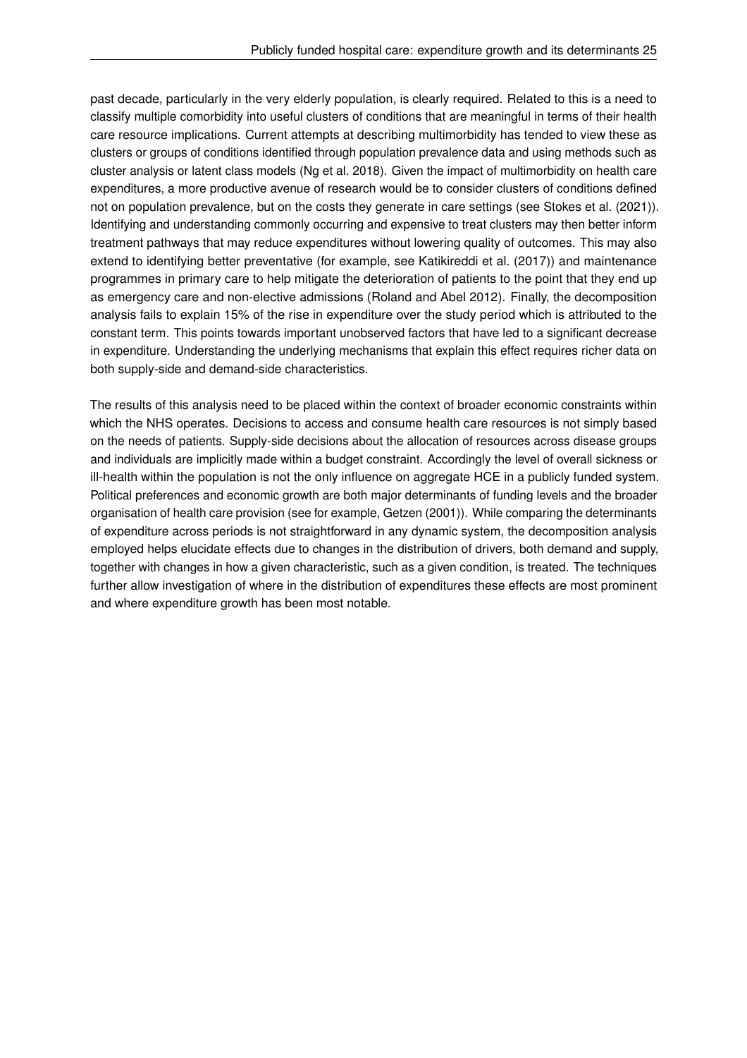past decade, particularly in the very elderly population, is clearly required. Related to this is a need to classify multiple comorbidity into useful clusters of conditions that are meaningful in terms of their health care resource implications. Current attempts at describing multimorbidity has tended to view these as clusters or groups of conditions identified through population prevalence data and using methods such as cluster analysis or latent class models (Ng et al. 2018). Given the impact of multimorbidity on health care expenditures, a more productive avenue of research would be to consider clusters of conditions defined not on population prevalence, but on the costs they generate in care settings (see Stokes et al. (2021)). Identifying and understanding commonly occurring and expensive to treat clusters may then better inform treatment pathways that may reduce expenditures without lowering quality of outcomes. This may also extend to identifying better preventative (for example, see Katikireddi et al. (2017)) and maintenance programmes in primary care to help mitigate the deterioration of patients to the point that they end up as emergency care and non-elective admissions (Roland and Abel 2012). Finally, the decomposition analysis fails to explain 15% of the rise in expenditure over the study period which is attributed to the constant term. This points towards important unobserved factors that have led to a significant decrease in expenditure. Understanding the underlying mechanisms that explain this effect requires richer data on both supply-side and demand-side characteristics.

The results of this analysis need to be placed within the context of broader economic constraints within which the NHS operates. Decisions to access and consume health care resources is not simply based on the needs of patients. Supply-side decisions about the allocation of resources across disease groups and individuals are implicitly made within a budget constraint. Accordingly the level of overall sickness or ill-health within the population is not the only influence on aggregate HCE in a publicly funded system. Political preferences and economic growth are both major determinants of funding levels and the broader organisation of health care provision (see for example, Getzen (2001)). While comparing the determinants of expenditure across periods is not straightforward in any dynamic system, the decomposition analysis employed helps elucidate effects due to changes in the distribution of drivers, both demand and supply, together with changes in how a given characteristic, such as a given condition, is treated. The techniques further allow investigation of where in the distribution of expenditures these effects are most prominent and where expenditure growth has been most notable.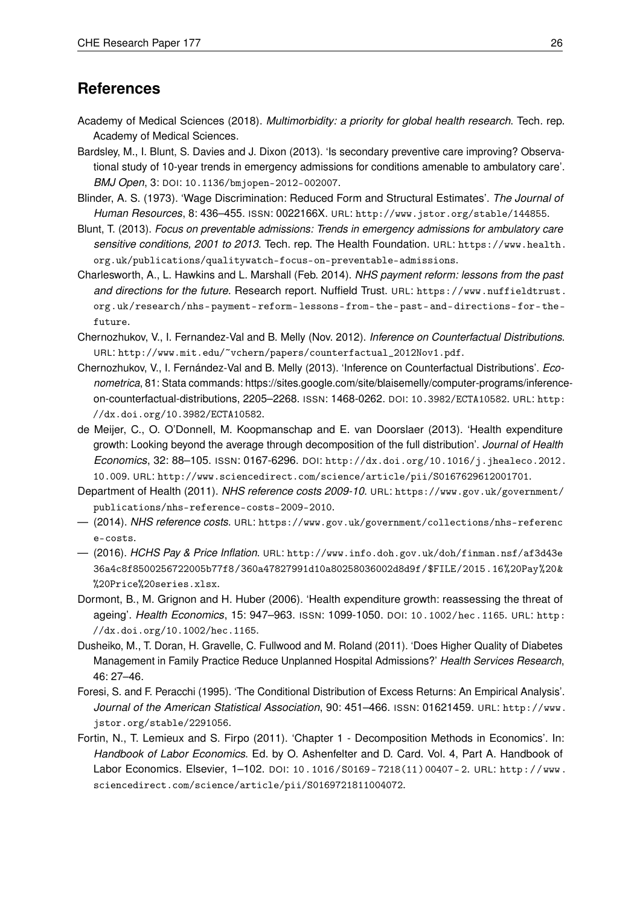## References

Academy of Medical Sciences (2018). *Multimorbidity: a priority for global health research*. Tech. rep. Academy of Medical Sciences.

Bardsley, M., I. Blunt, S. Davies and J. Dixon (2013). 'Is secondary preventive care improving? Observational study of 10-year trends in emergency admissions for conditions amenable to ambulatory care'. *BMJ Open*, 3: DOI: 10.1136/bmjopen-2012-002007.

Blinder, A. S. (1973). 'Wage Discrimination: Reduced Form and Structural Estimates'. *The Journal of Human Resources*, 8: 436–455. ISSN: 0022166X. URL: http://www.jstor.org/stable/144855.

Blunt, T. (2013). *Focus on preventable admissions: Trends in emergency admissions for ambulatory care sensitive conditions, 2001 to 2013*. Tech. rep. The Health Foundation. URL: https://www.health.org.uk/publications/qualitywatch-focus-on-preventable-admissions.

Charlesworth, A., L. Hawkins and L. Marshall (Feb. 2014). *NHS payment reform: lessons from the past and directions for the future*. Research report. Nuffield Trust. URL: https://www.nuffieldtrust.org.uk/research/nhs-payment-reform-lessons-from-the-past-and-directions-for-the-future.

Chernozhukov, V., I. Fernandez-Val and B. Melly (Nov. 2012). *Inference on Counterfactual Distributions*. URL: http://www.mit.edu/~vchern/papers/counterfactual_2012Nov1.pdf.

Chernozhukov, V., I. Fernández-Val and B. Melly (2013). 'Inference on Counterfactual Distributions'. *Econometrica*, 81: Stata commands: https://sites.google.com/site/blaisemelly/computer-programs/inference-on-counterfactual-distributions, 2205–2268. ISSN: 1468-0262. DOI: 10.3982/ECTA10582. URL: http://dx.doi.org/10.3982/ECTA10582.

de Meijer, C., O. O'Donnell, M. Koopmanschap and E. van Doorslaer (2013). 'Health expenditure growth: Looking beyond the average through decomposition of the full distribution'. *Journal of Health Economics*, 32: 88–105. ISSN: 0167-6296. DOI: http://dx.doi.org/10.1016/j.jhealeco.2012.10.009. URL: http://www.sciencedirect.com/science/article/pii/S0167629612001701.

Department of Health (2011). *NHS reference costs 2009-10*. URL: https://www.gov.uk/government/publications/nhs-reference-costs-2009-2010.

— (2014). *NHS reference costs*. URL: https://www.gov.uk/government/collections/nhs-reference-costs.

— (2016). *HCHS Pay & Price Inflation*. URL: http://www.info.doh.gov.uk/doh/finman.nsf/af3d43e36a4c8f8500256722005b77f8/360a47827991d10a80258036002d8d9f/$FILE/2015.16%20Pay%20&%20Price%20series.xlsx.

Dormont, B., M. Grignon and H. Huber (2006). 'Health expenditure growth: reassessing the threat of ageing'. *Health Economics*, 15: 947–963. ISSN: 1099-1050. DOI: 10.1002/hec.1165. URL: http://dx.doi.org/10.1002/hec.1165.

Dusheiko, M., T. Doran, H. Gravelle, C. Fullwood and M. Roland (2011). 'Does Higher Quality of Diabetes Management in Family Practice Reduce Unplanned Hospital Admissions?' *Health Services Research*, 46: 27–46.

Foresi, S. and F. Peracchi (1995). 'The Conditional Distribution of Excess Returns: An Empirical Analysis'. *Journal of the American Statistical Association*, 90: 451–466. ISSN: 01621459. URL: http://www.jstor.org/stable/2291056.

Fortin, N., T. Lemieux and S. Firpo (2011). 'Chapter 1 - Decomposition Methods in Economics'. In: *Handbook of Labor Economics*. Ed. by O. Ashenfelter and D. Card. Vol. 4, Part A. Handbook of Labor Economics. Elsevier, 1–102. DOI: 10.1016/S0169-7218(11)00407-2. URL: http://www.sciencedirect.com/science/article/pii/S0169721811004072.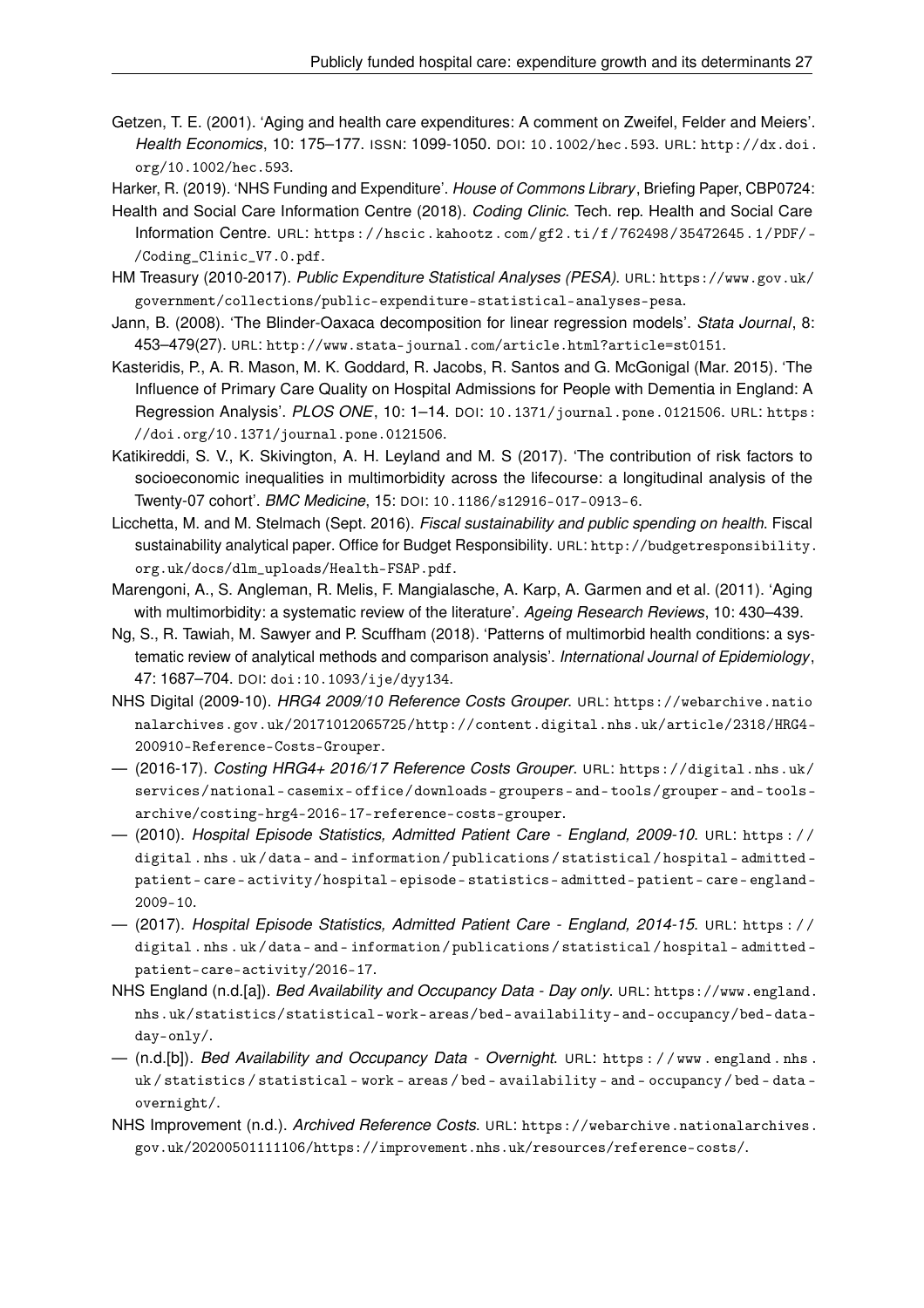Getzen, T. E. (2001). 'Aging and health care expenditures: A comment on Zweifel, Felder and Meiers'. *Health Economics*, 10: 175–177. ISSN: 1099-1050. DOI: 10.1002/hec.593. URL: http://dx.doi.org/10.1002/hec.593.

Harker, R. (2019). 'NHS Funding and Expenditure'. *House of Commons Library*, Briefing Paper, CBP0724:

Health and Social Care Information Centre (2018). *Coding Clinic*. Tech. rep. Health and Social Care Information Centre. URL: https://hscic.kahootz.com/gf2.ti/f/762498/35472645.1/PDF/-/Coding_Clinic_V7.0.pdf.

HM Treasury (2010-2017). *Public Expenditure Statistical Analyses (PESA)*. URL: https://www.gov.uk/government/collections/public-expenditure-statistical-analyses-pesa.

Jann, B. (2008). 'The Blinder-Oaxaca decomposition for linear regression models'. *Stata Journal*, 8: 453–479(27). URL: http://www.stata-journal.com/article.html?article=st0151.

Kasteridis, P., A. R. Mason, M. K. Goddard, R. Jacobs, R. Santos and G. McGonigal (Mar. 2015). 'The Influence of Primary Care Quality on Hospital Admissions for People with Dementia in England: A Regression Analysis'. *PLOS ONE*, 10: 1–14. DOI: 10.1371/journal.pone.0121506. URL: https://doi.org/10.1371/journal.pone.0121506.

Katikireddi, S. V., K. Skivington, A. H. Leyland and M. S (2017). 'The contribution of risk factors to socioeconomic inequalities in multimorbidity across the lifecourse: a longitudinal analysis of the Twenty-07 cohort'. *BMC Medicine*, 15: DOI: 10.1186/s12916-017-0913-6.

Licchetta, M. and M. Stelmach (Sept. 2016). *Fiscal sustainability and public spending on health*. Fiscal sustainability analytical paper. Office for Budget Responsibility. URL: http://budgetresponsibility.org.uk/docs/dlm_uploads/Health-FSAP.pdf.

Marengoni, A., S. Angleman, R. Melis, F. Mangialasche, A. Karp, A. Garmen and et al. (2011). 'Aging with multimorbidity: a systematic review of the literature'. *Ageing Research Reviews*, 10: 430–439.

Ng, S., R. Tawiah, M. Sawyer and P. Scuffham (2018). 'Patterns of multimorbid health conditions: a systematic review of analytical methods and comparison analysis'. *International Journal of Epidemiology*, 47: 1687–704. DOI: doi:10.1093/ije/dyy134.

NHS Digital (2009-10). *HRG4 2009/10 Reference Costs Grouper*. URL: https://webarchive.nationalarchives.gov.uk/20171012065725/http://content.digital.nhs.uk/article/2318/HRG4-200910-Reference-Costs-Grouper.

— (2016-17). *Costing HRG4+ 2016/17 Reference Costs Grouper*. URL: https://digital.nhs.uk/services/national-casemix-office/downloads-groupers-and-tools/grouper-and-tools-archive/costing-hrg4-2016-17-reference-costs-grouper.

— (2010). *Hospital Episode Statistics, Admitted Patient Care - England, 2009-10*. URL: https://digital.nhs.uk/data-and-information/publications/statistical/hospital-admitted-patient-care-activity/hospital-episode-statistics-admitted-patient-care-england-2009-10.

— (2017). *Hospital Episode Statistics, Admitted Patient Care - England, 2014-15*. URL: https://digital.nhs.uk/data-and-information/publications/statistical/hospital-admitted-patient-care-activity/2016-17.

NHS England (n.d.[a]). *Bed Availability and Occupancy Data - Day only*. URL: https://www.england.nhs.uk/statistics/statistical-work-areas/bed-availability-and-occupancy/bed-data-day-only/.

— (n.d.[b]). *Bed Availability and Occupancy Data - Overnight*. URL: https://www.england.nhs.uk/statistics/statistical-work-areas/bed-availability-and-occupancy/bed-data-overnight/.

NHS Improvement (n.d.). *Archived Reference Costs*. URL: https://webarchive.nationalarchives.gov.uk/20200501111106/https://improvement.nhs.uk/resources/reference-costs/.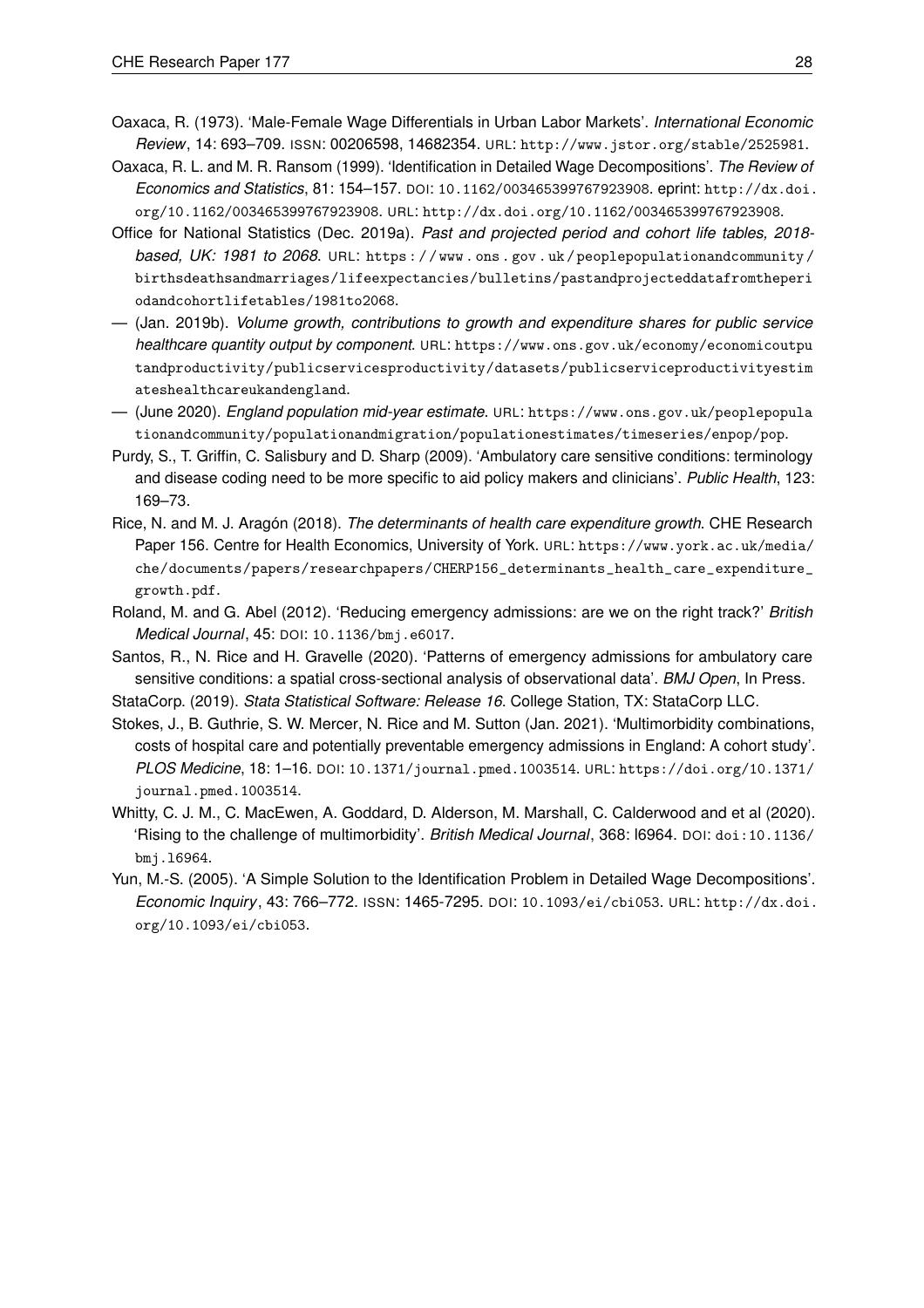Oaxaca, R. (1973). 'Male-Female Wage Differentials in Urban Labor Markets'. *International Economic Review*, 14: 693–709. ISSN: 00206598, 14682354. URL: http://www.jstor.org/stable/2525981.

Oaxaca, R. L. and M. R. Ransom (1999). 'Identification in Detailed Wage Decompositions'. *The Review of Economics and Statistics*, 81: 154–157. DOI: 10.1162/003465399767923908. eprint: http://dx.doi.org/10.1162/003465399767923908. URL: http://dx.doi.org/10.1162/003465399767923908.

Office for National Statistics (Dec. 2019a). *Past and projected period and cohort life tables, 2018-based, UK: 1981 to 2068*. URL: https://www.ons.gov.uk/peoplepopulationandcommunity/birthsdeathsandmarriages/lifeexpectancies/bulletins/pastandprojecteddatafromtheperiodandcohortlifetables/1981to2068.

— (Jan. 2019b). *Volume growth, contributions to growth and expenditure shares for public service healthcare quantity output by component*. URL: https://www.ons.gov.uk/economy/economicoutputandproductivity/publicservicesproductivity/datasets/publicserviceproductivityestimateshealthcareukandengland.

— (June 2020). *England population mid-year estimate*. URL: https://www.ons.gov.uk/peoplepopulationandcommunity/populationandmigration/populationestimates/timeseries/enpop/pop.

Purdy, S., T. Griffin, C. Salisbury and D. Sharp (2009). 'Ambulatory care sensitive conditions: terminology and disease coding need to be more specific to aid policy makers and clinicians'. *Public Health*, 123: 169–73.

Rice, N. and M. J. Aragón (2018). *The determinants of health care expenditure growth*. CHE Research Paper 156. Centre for Health Economics, University of York. URL: https://www.york.ac.uk/media/che/documents/papers/researchpapers/CHERP156_determinants_health_care_expenditure_growth.pdf.

Roland, M. and G. Abel (2012). 'Reducing emergency admissions: are we on the right track?' *British Medical Journal*, 45: DOI: 10.1136/bmj.e6017.

Santos, R., N. Rice and H. Gravelle (2020). 'Patterns of emergency admissions for ambulatory care sensitive conditions: a spatial cross-sectional analysis of observational data'. *BMJ Open*, In Press.

StataCorp. (2019). *Stata Statistical Software: Release 16*. College Station, TX: StataCorp LLC.

Stokes, J., B. Guthrie, S. W. Mercer, N. Rice and M. Sutton (Jan. 2021). 'Multimorbidity combinations, costs of hospital care and potentially preventable emergency admissions in England: A cohort study'. *PLOS Medicine*, 18: 1–16. DOI: 10.1371/journal.pmed.1003514. URL: https://doi.org/10.1371/journal.pmed.1003514.

Whitty, C. J. M., C. MacEwen, A. Goddard, D. Alderson, M. Marshall, C. Calderwood and et al (2020). 'Rising to the challenge of multimorbidity'. *British Medical Journal*, 368: l6964. DOI: doi:10.1136/bmj.l6964.

Yun, M.-S. (2005). 'A Simple Solution to the Identification Problem in Detailed Wage Decompositions'. *Economic Inquiry*, 43: 766–772. ISSN: 1465-7295. DOI: 10.1093/ei/cbi053. URL: http://dx.doi.org/10.1093/ei/cbi053.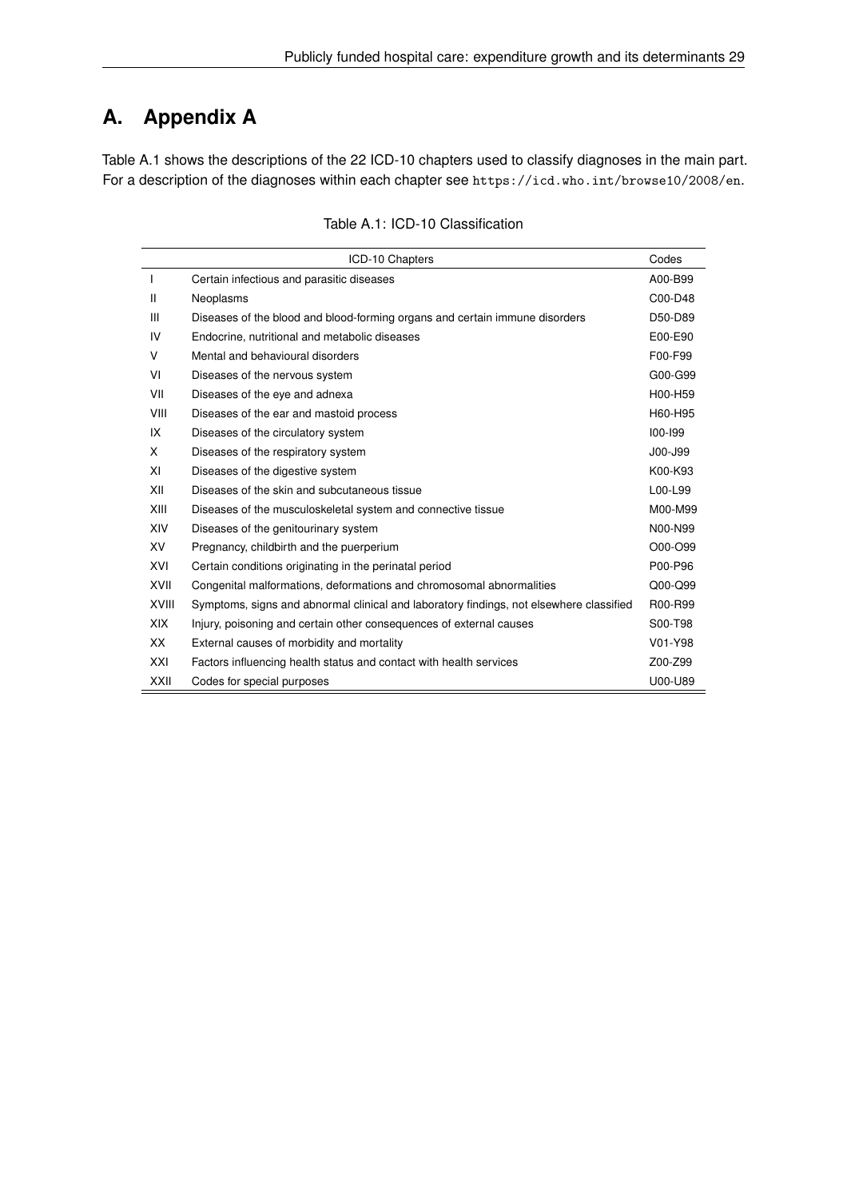# A. Appendix A

Table A.1 shows the descriptions of the 22 ICD-10 chapters used to classify diagnoses in the main part. For a description of the diagnoses within each chapter see https://icd.who.int/browse10/2008/en.

Table A.1: ICD-10 Classification

| | ICD-10 Chapters | Codes |
|---|---|---|
| I | Certain infectious and parasitic diseases | A00-B99 |
| II | Neoplasms | C00-D48 |
| III | Diseases of the blood and blood-forming organs and certain immune disorders | D50-D89 |
| IV | Endocrine, nutritional and metabolic diseases | E00-E90 |
| V | Mental and behavioural disorders | F00-F99 |
| VI | Diseases of the nervous system | G00-G99 |
| VII | Diseases of the eye and adnexa | H00-H59 |
| VIII | Diseases of the ear and mastoid process | H60-H95 |
| IX | Diseases of the circulatory system | I00-I99 |
| X | Diseases of the respiratory system | J00-J99 |
| XI | Diseases of the digestive system | K00-K93 |
| XII | Diseases of the skin and subcutaneous tissue | L00-L99 |
| XIII | Diseases of the musculoskeletal system and connective tissue | M00-M99 |
| XIV | Diseases of the genitourinary system | N00-N99 |
| XV | Pregnancy, childbirth and the puerperium | O00-O99 |
| XVI | Certain conditions originating in the perinatal period | P00-P96 |
| XVII | Congenital malformations, deformations and chromosomal abnormalities | Q00-Q99 |
| XVIII | Symptoms, signs and abnormal clinical and laboratory findings, not elsewhere classified | R00-R99 |
| XIX | Injury, poisoning and certain other consequences of external causes | S00-T98 |
| XX | External causes of morbidity and mortality | V01-Y98 |
| XXI | Factors influencing health status and contact with health services | Z00-Z99 |
| XXII | Codes for special purposes | U00-U89 |